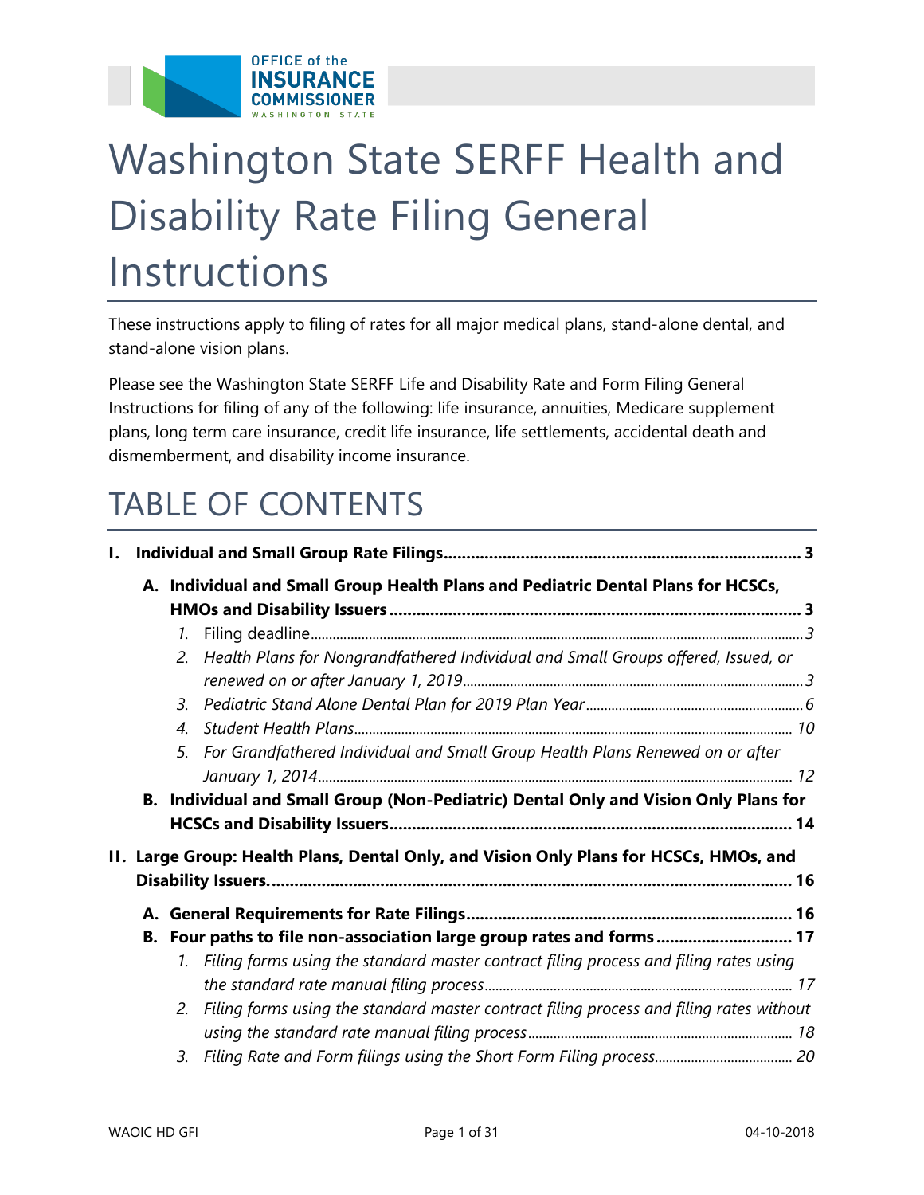# Washington State SERFF Health and Disability Rate Filing General Instructions

These instructions apply to filing of rates for all major medical plans, stand-alone dental, and stand-alone vision plans.

Please see the Washington State SERFF Life and Disability Rate and Form Filing General Instructions for filing of any of the following: life insurance, annuities, Medicare supplement plans, long term care insurance, credit life insurance, life settlements, accidental death and dismemberment, and disability income insurance.

## TABLE OF CONTENTS

**I. Individual and Small Group Rate Filings .......... 3**

- **A. Individual and Small Group Health Plans and Pediatric Dental Plans for HCSCs, HMOs and Disability Issuers .......... 3**
  1. Filing deadline .......... 3
  2. *Health Plans for Nongrandfathered Individual and Small Groups offered, Issued, or renewed on or after January 1, 2019* .......... 3
  3. *Pediatric Stand Alone Dental Plan for 2019 Plan Year* .......... 6
  4. *Student Health Plans* .......... 10
  5. *For Grandfathered Individual and Small Group Health Plans Renewed on or after January 1, 2014* .......... 12
- **B. Individual and Small Group (Non-Pediatric) Dental Only and Vision Only Plans for HCSCs and Disability Issuers .......... 14**

**II. Large Group: Health Plans, Dental Only, and Vision Only Plans for HCSCs, HMOs, and Disability Issuers. .......... 16**

- **A. General Requirements for Rate Filings .......... 16**
- **B. Four paths to file non-association large group rates and forms .......... 17**
  1. *Filing forms using the standard master contract filing process and filing rates using the standard rate manual filing process* .......... 17
  2. *Filing forms using the standard master contract filing process and filing rates without using the standard rate manual filing process* .......... 18
  3. *Filing Rate and Form filings using the Short Form Filing process* .......... 20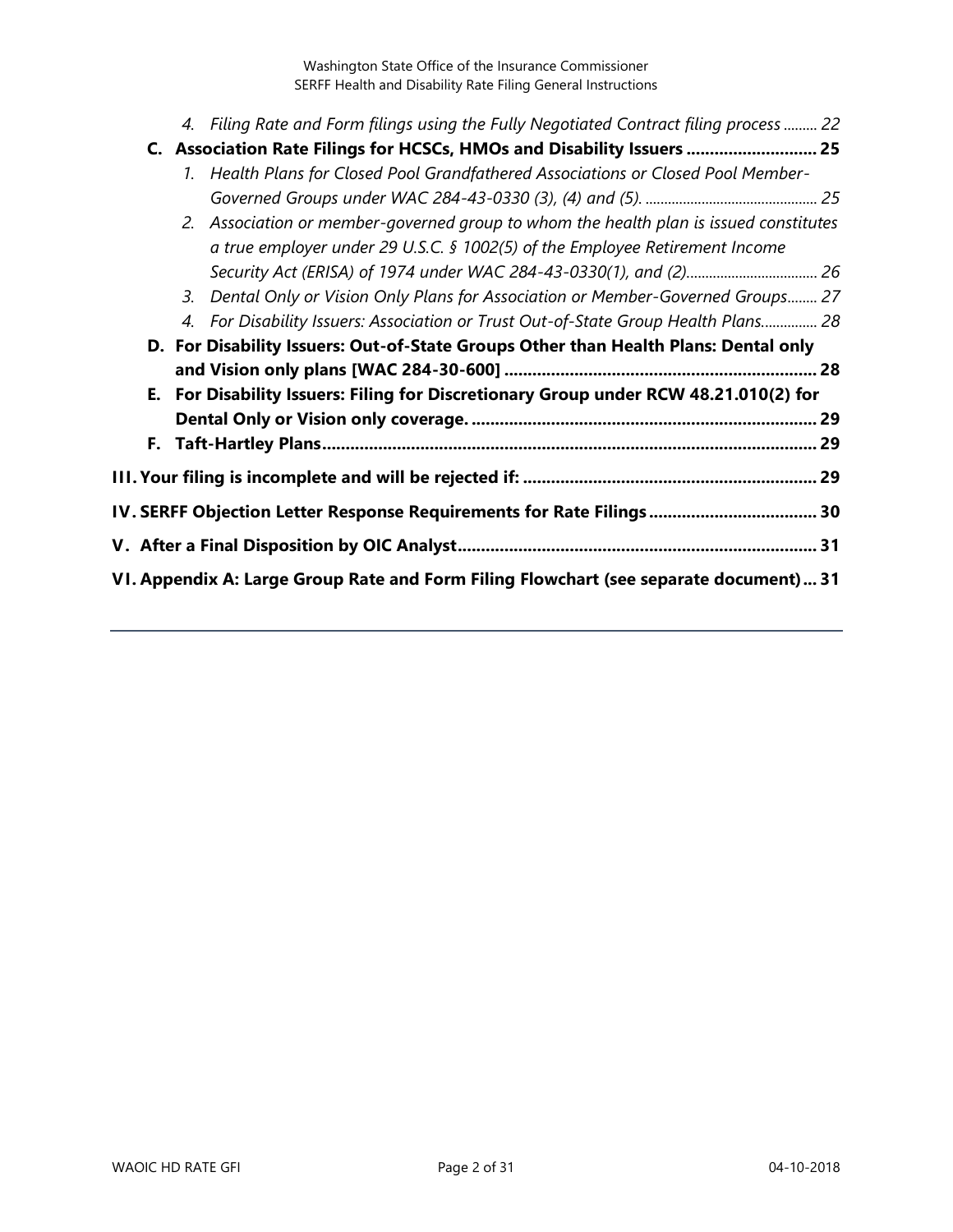4. *Filing Rate and Form filings using the Fully Negotiated Contract filing process ......... 22*

**C. Association Rate Filings for HCSCs, HMOs and Disability Issuers ............................ 25**

1. *Health Plans for Closed Pool Grandfathered Associations or Closed Pool Member-Governed Groups under WAC 284-43-0330 (3), (4) and (5). ............................................. 25*
2. *Association or member-governed group to whom the health plan is issued constitutes a true employer under 29 U.S.C. § 1002(5) of the Employee Retirement Income Security Act (ERISA) of 1974 under WAC 284-43-0330(1), and (2).................................. 26*
3. *Dental Only or Vision Only Plans for Association or Member-Governed Groups........ 27*
4. *For Disability Issuers: Association or Trust Out-of-State Group Health Plans.............. 28*

**D. For Disability Issuers: Out-of-State Groups Other than Health Plans: Dental only and Vision only plans [WAC 284-30-600] ................................................................... 28**

**E. For Disability Issuers: Filing for Discretionary Group under RCW 48.21.010(2) for Dental Only or Vision only coverage. .......................................................................... 29**

**F. Taft-Hartley Plans.......................................................................................................... 29**

**III. Your filing is incomplete and will be rejected if: ............................................................... 29**

**IV. SERFF Objection Letter Response Requirements for Rate Filings .................................... 30**

**V. After a Final Disposition by OIC Analyst............................................................................. 31**

**VI. Appendix A: Large Group Rate and Form Filing Flowchart (see separate document)... 31**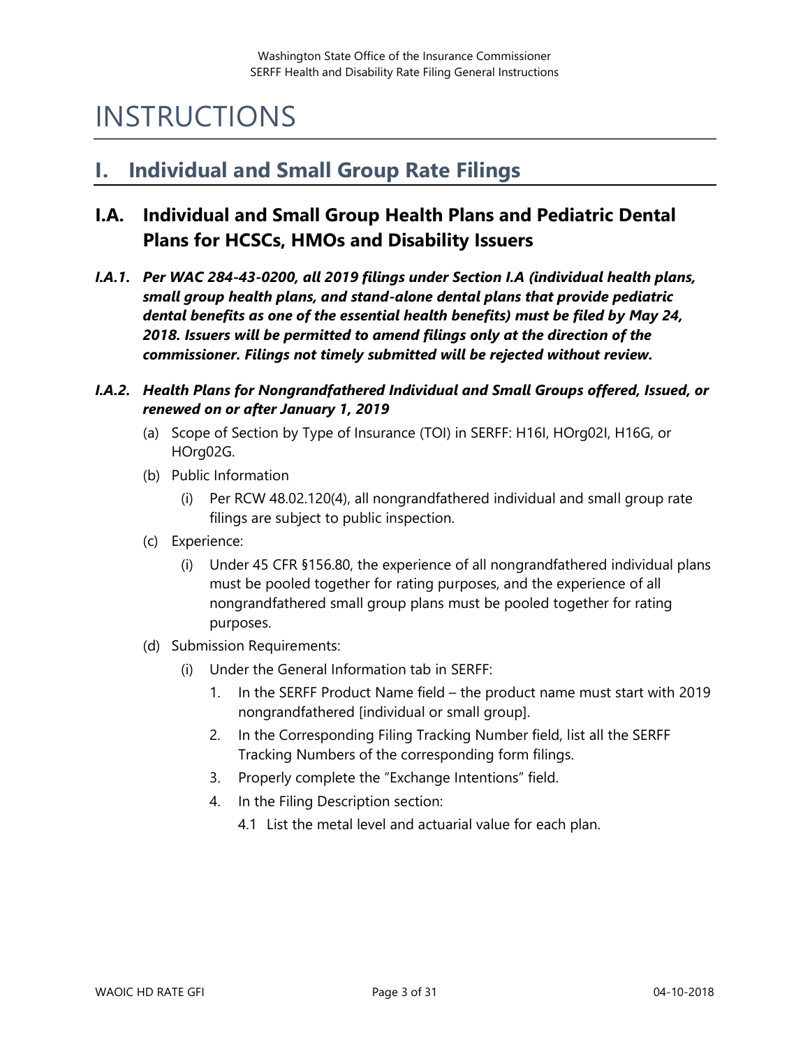# INSTRUCTIONS

## I. Individual and Small Group Rate Filings

### I.A. Individual and Small Group Health Plans and Pediatric Dental Plans for HCSCs, HMOs and Disability Issuers

***I.A.1. Per WAC 284-43-0200, all 2019 filings under Section I.A (individual health plans, small group health plans, and stand-alone dental plans that provide pediatric dental benefits as one of the essential health benefits) must be filed by May 24, 2018. Issuers will be permitted to amend filings only at the direction of the commissioner. Filings not timely submitted will be rejected without review.***

***I.A.2. Health Plans for Nongrandfathered Individual and Small Groups offered, Issued, or renewed on or after January 1, 2019***

(a) Scope of Section by Type of Insurance (TOI) in SERFF: H16I, HOrg02I, H16G, or HOrg02G.

(b) Public Information

 (i) Per RCW 48.02.120(4), all nongrandfathered individual and small group rate filings are subject to public inspection.

(c) Experience:

 (i) Under 45 CFR §156.80, the experience of all nongrandfathered individual plans must be pooled together for rating purposes, and the experience of all nongrandfathered small group plans must be pooled together for rating purposes.

(d) Submission Requirements:

 (i) Under the General Information tab in SERFF:

  1. In the SERFF Product Name field – the product name must start with 2019 nongrandfathered [individual or small group].
  2. In the Corresponding Filing Tracking Number field, list all the SERFF Tracking Numbers of the corresponding form filings.
  3. Properly complete the “Exchange Intentions” field.
  4. In the Filing Description section:

   4.1 List the metal level and actuarial value for each plan.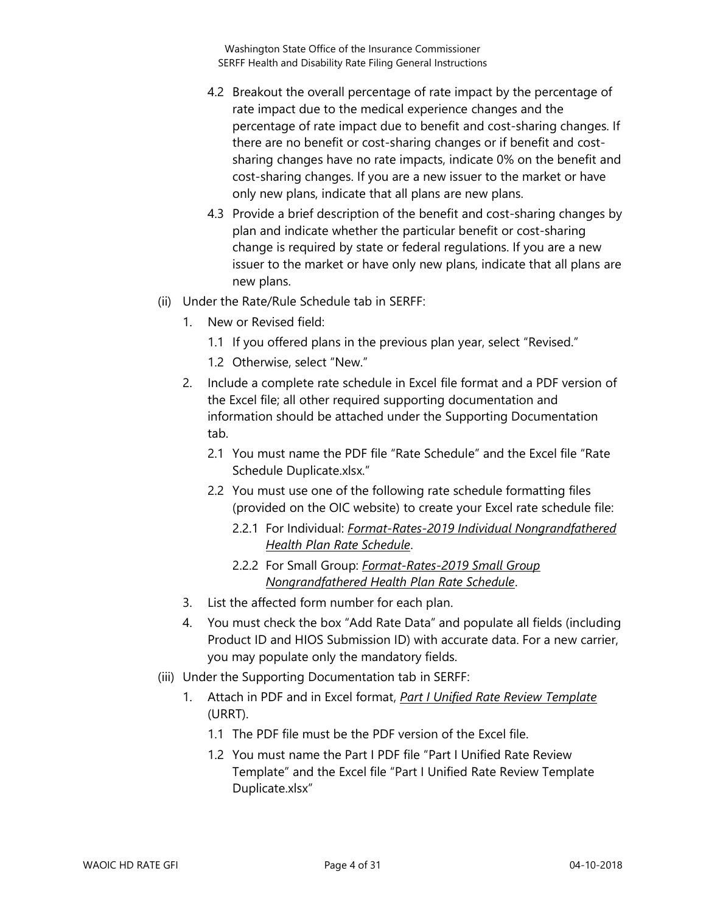4.2 Breakout the overall percentage of rate impact by the percentage of rate impact due to the medical experience changes and the percentage of rate impact due to benefit and cost-sharing changes. If there are no benefit or cost-sharing changes or if benefit and cost-sharing changes have no rate impacts, indicate 0% on the benefit and cost-sharing changes. If you are a new issuer to the market or have only new plans, indicate that all plans are new plans.

4.3 Provide a brief description of the benefit and cost-sharing changes by plan and indicate whether the particular benefit or cost-sharing change is required by state or federal regulations. If you are a new issuer to the market or have only new plans, indicate that all plans are new plans.

(ii) Under the Rate/Rule Schedule tab in SERFF:

1. New or Revised field:

   1.1 If you offered plans in the previous plan year, select "Revised."

   1.2 Otherwise, select "New."

2. Include a complete rate schedule in Excel file format and a PDF version of the Excel file; all other required supporting documentation and information should be attached under the Supporting Documentation tab.

   2.1 You must name the PDF file "Rate Schedule" and the Excel file "Rate Schedule Duplicate.xlsx."

   2.2 You must use one of the following rate schedule formatting files (provided on the OIC website) to create your Excel rate schedule file:

   2.2.1 For Individual: *Format-Rates-2019 Individual Nongrandfathered Health Plan Rate Schedule*.

   2.2.2 For Small Group: *Format-Rates-2019 Small Group Nongrandfathered Health Plan Rate Schedule*.

3. List the affected form number for each plan.

4. You must check the box "Add Rate Data" and populate all fields (including Product ID and HIOS Submission ID) with accurate data. For a new carrier, you may populate only the mandatory fields.

(iii) Under the Supporting Documentation tab in SERFF:

1. Attach in PDF and in Excel format, *Part I Unified Rate Review Template* (URRT).

   1.1 The PDF file must be the PDF version of the Excel file.

   1.2 You must name the Part I PDF file "Part I Unified Rate Review Template" and the Excel file "Part I Unified Rate Review Template Duplicate.xlsx"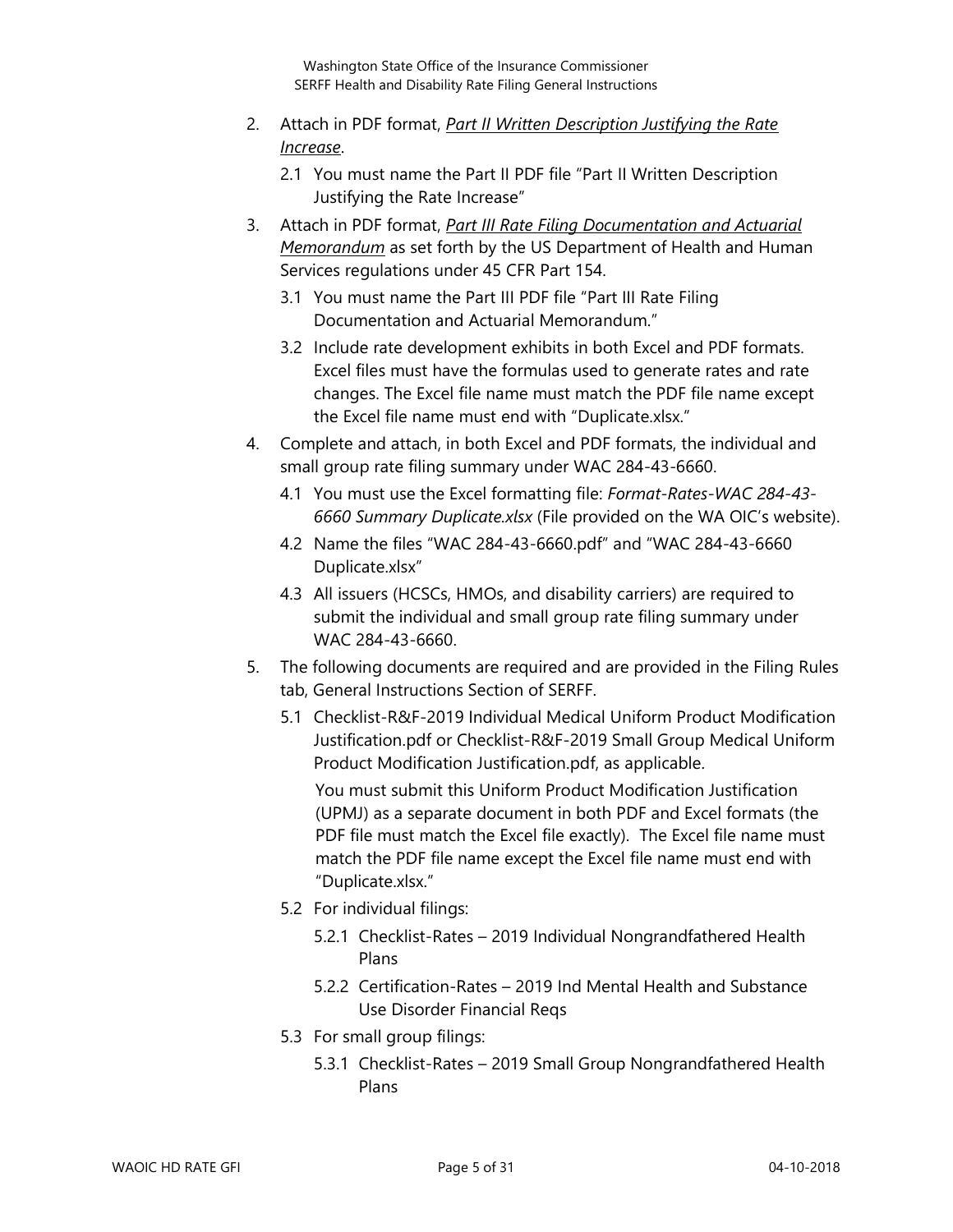2. Attach in PDF format, *Part II Written Description Justifying the Rate Increase*.
   - 2.1 You must name the Part II PDF file "Part II Written Description Justifying the Rate Increase"
3. Attach in PDF format, *Part III Rate Filing Documentation and Actuarial Memorandum* as set forth by the US Department of Health and Human Services regulations under 45 CFR Part 154.
   - 3.1 You must name the Part III PDF file "Part III Rate Filing Documentation and Actuarial Memorandum."
   - 3.2 Include rate development exhibits in both Excel and PDF formats. Excel files must have the formulas used to generate rates and rate changes. The Excel file name must match the PDF file name except the Excel file name must end with "Duplicate.xlsx."
4. Complete and attach, in both Excel and PDF formats, the individual and small group rate filing summary under WAC 284-43-6660.
   - 4.1 You must use the Excel formatting file: *Format-Rates-WAC 284-43-6660 Summary Duplicate.xlsx* (File provided on the WA OIC's website).
   - 4.2 Name the files "WAC 284-43-6660.pdf" and "WAC 284-43-6660 Duplicate.xlsx"
   - 4.3 All issuers (HCSCs, HMOs, and disability carriers) are required to submit the individual and small group rate filing summary under WAC 284-43-6660.
5. The following documents are required and are provided in the Filing Rules tab, General Instructions Section of SERFF.
   - 5.1 Checklist-R&F-2019 Individual Medical Uniform Product Modification Justification.pdf or Checklist-R&F-2019 Small Group Medical Uniform Product Modification Justification.pdf, as applicable.

     You must submit this Uniform Product Modification Justification (UPMJ) as a separate document in both PDF and Excel formats (the PDF file must match the Excel file exactly). The Excel file name must match the PDF file name except the Excel file name must end with "Duplicate.xlsx."
   - 5.2 For individual filings:
     - 5.2.1 Checklist-Rates – 2019 Individual Nongrandfathered Health Plans
     - 5.2.2 Certification-Rates – 2019 Ind Mental Health and Substance Use Disorder Financial Reqs
   - 5.3 For small group filings:
     - 5.3.1 Checklist-Rates – 2019 Small Group Nongrandfathered Health Plans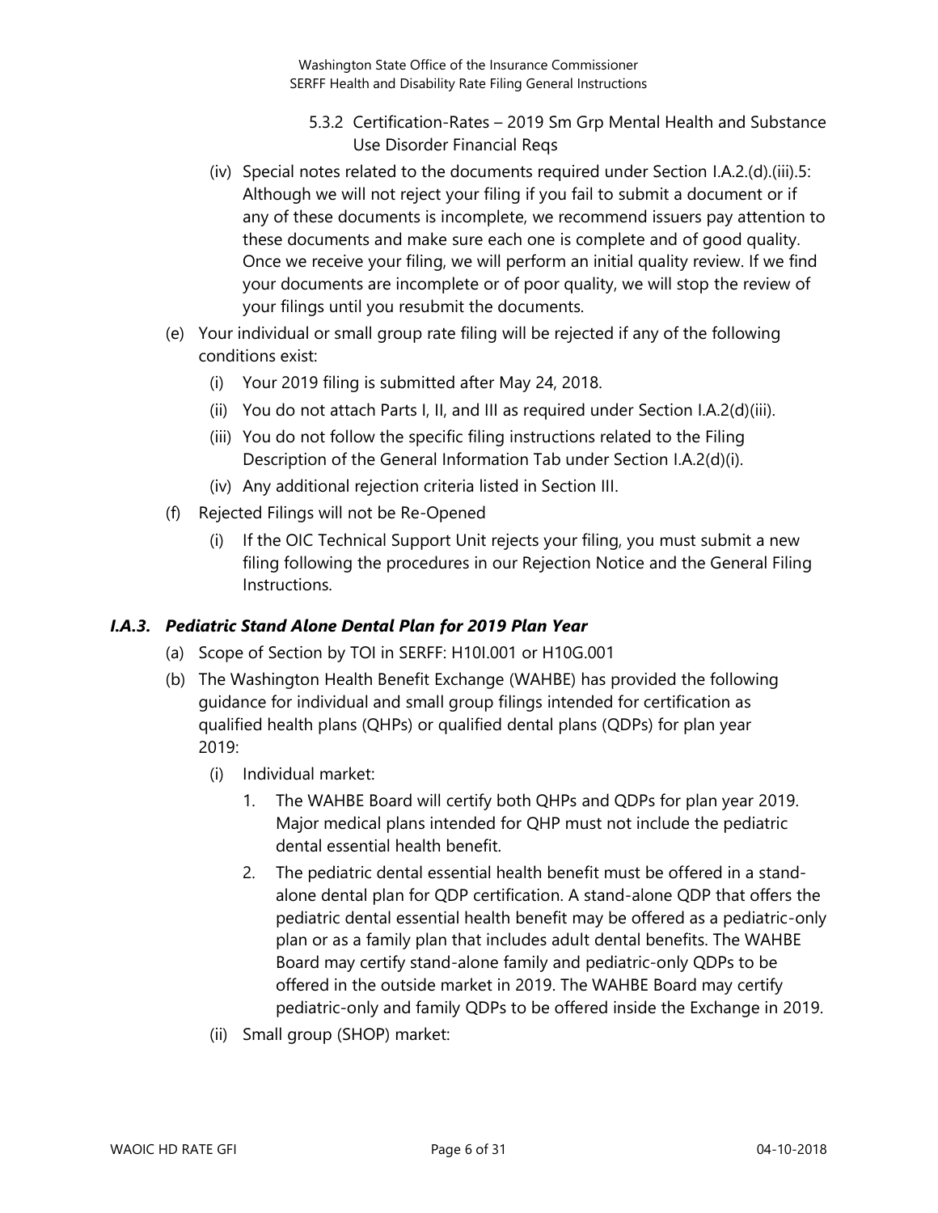5.3.2 Certification-Rates – 2019 Sm Grp Mental Health and Substance Use Disorder Financial Reqs

(iv) Special notes related to the documents required under Section I.A.2.(d).(iii).5: Although we will not reject your filing if you fail to submit a document or if any of these documents is incomplete, we recommend issuers pay attention to these documents and make sure each one is complete and of good quality. Once we receive your filing, we will perform an initial quality review. If we find your documents are incomplete or of poor quality, we will stop the review of your filings until you resubmit the documents.

(e) Your individual or small group rate filing will be rejected if any of the following conditions exist:

(i) Your 2019 filing is submitted after May 24, 2018.

(ii) You do not attach Parts I, II, and III as required under Section I.A.2(d)(iii).

(iii) You do not follow the specific filing instructions related to the Filing Description of the General Information Tab under Section I.A.2(d)(i).

(iv) Any additional rejection criteria listed in Section III.

(f) Rejected Filings will not be Re-Opened

(i) If the OIC Technical Support Unit rejects your filing, you must submit a new filing following the procedures in our Rejection Notice and the General Filing Instructions.

### *I.A.3. Pediatric Stand Alone Dental Plan for 2019 Plan Year*

(a) Scope of Section by TOI in SERFF: H10I.001 or H10G.001

(b) The Washington Health Benefit Exchange (WAHBE) has provided the following guidance for individual and small group filings intended for certification as qualified health plans (QHPs) or qualified dental plans (QDPs) for plan year 2019:

(i) Individual market:

1. The WAHBE Board will certify both QHPs and QDPs for plan year 2019. Major medical plans intended for QHP must not include the pediatric dental essential health benefit.

2. The pediatric dental essential health benefit must be offered in a stand-alone dental plan for QDP certification. A stand-alone QDP that offers the pediatric dental essential health benefit may be offered as a pediatric-only plan or as a family plan that includes adult dental benefits. The WAHBE Board may certify stand-alone family and pediatric-only QDPs to be offered in the outside market in 2019. The WAHBE Board may certify pediatric-only and family QDPs to be offered inside the Exchange in 2019.

(ii) Small group (SHOP) market: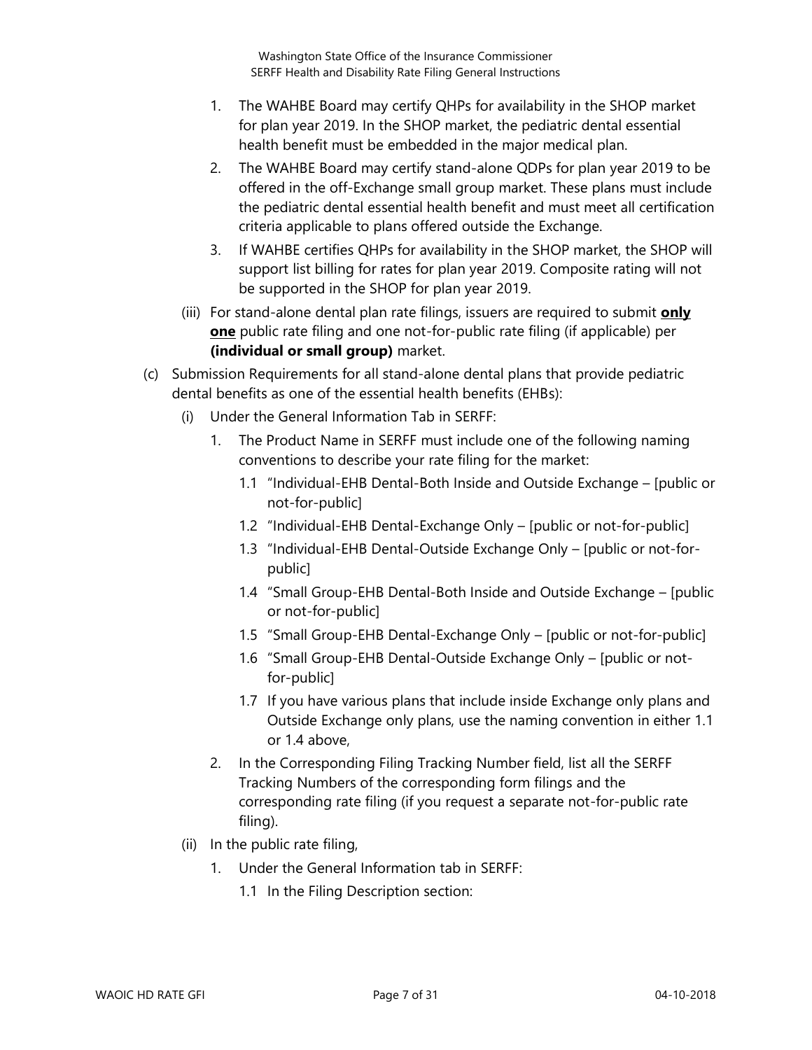1. The WAHBE Board may certify QHPs for availability in the SHOP market for plan year 2019. In the SHOP market, the pediatric dental essential health benefit must be embedded in the major medical plan.
2. The WAHBE Board may certify stand-alone QDPs for plan year 2019 to be offered in the off-Exchange small group market. These plans must include the pediatric dental essential health benefit and must meet all certification criteria applicable to plans offered outside the Exchange.
3. If WAHBE certifies QHPs for availability in the SHOP market, the SHOP will support list billing for rates for plan year 2019. Composite rating will not be supported in the SHOP for plan year 2019.

(iii) For stand-alone dental plan rate filings, issuers are required to submit **<u>only one</u>** public rate filing and one not-for-public rate filing (if applicable) per **(individual or small group)** market.

(c) Submission Requirements for all stand-alone dental plans that provide pediatric dental benefits as one of the essential health benefits (EHBs):

(i) Under the General Information Tab in SERFF:

1. The Product Name in SERFF must include one of the following naming conventions to describe your rate filing for the market:
   - 1.1 "Individual-EHB Dental-Both Inside and Outside Exchange – [public or not-for-public]
   - 1.2 "Individual-EHB Dental-Exchange Only – [public or not-for-public]
   - 1.3 "Individual-EHB Dental-Outside Exchange Only – [public or not-for-public]
   - 1.4 "Small Group-EHB Dental-Both Inside and Outside Exchange – [public or not-for-public]
   - 1.5 "Small Group-EHB Dental-Exchange Only – [public or not-for-public]
   - 1.6 "Small Group-EHB Dental-Outside Exchange Only – [public or not-for-public]
   - 1.7 If you have various plans that include inside Exchange only plans and Outside Exchange only plans, use the naming convention in either 1.1 or 1.4 above,
2. In the Corresponding Filing Tracking Number field, list all the SERFF Tracking Numbers of the corresponding form filings and the corresponding rate filing (if you request a separate not-for-public rate filing).

(ii) In the public rate filing,

1. Under the General Information tab in SERFF:
   - 1.1 In the Filing Description section: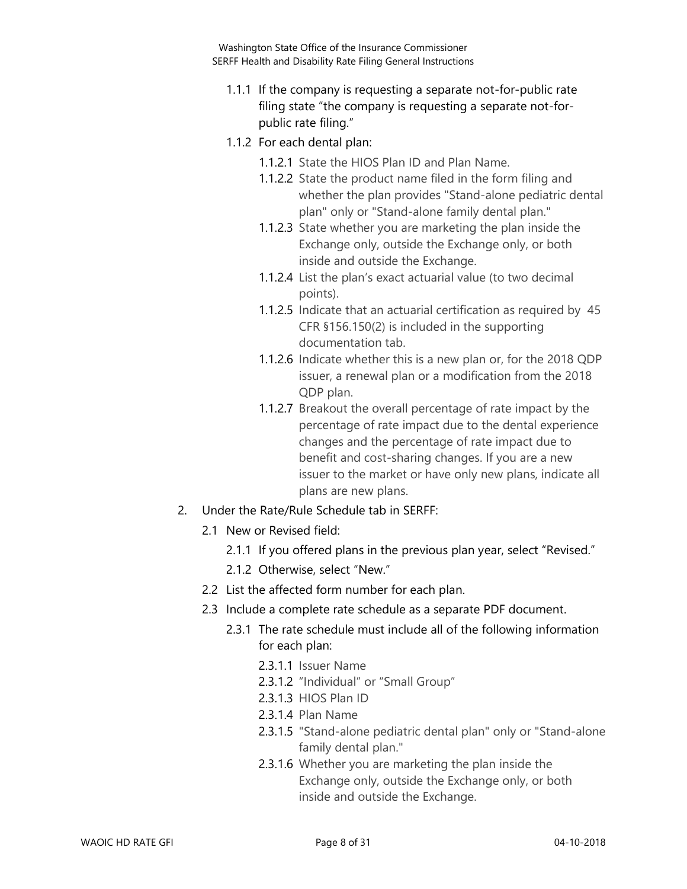- 1.1.1 If the company is requesting a separate not-for-public rate filing state "the company is requesting a separate not-for-public rate filing."
- 1.1.2 For each dental plan:
  - 1.1.2.1 State the HIOS Plan ID and Plan Name.
  - 1.1.2.2 State the product name filed in the form filing and whether the plan provides "Stand-alone pediatric dental plan" only or "Stand-alone family dental plan."
  - 1.1.2.3 State whether you are marketing the plan inside the Exchange only, outside the Exchange only, or both inside and outside the Exchange.
  - 1.1.2.4 List the plan's exact actuarial value (to two decimal points).
  - 1.1.2.5 Indicate that an actuarial certification as required by 45 CFR §156.150(2) is included in the supporting documentation tab.
  - 1.1.2.6 Indicate whether this is a new plan or, for the 2018 QDP issuer, a renewal plan or a modification from the 2018 QDP plan.
  - 1.1.2.7 Breakout the overall percentage of rate impact by the percentage of rate impact due to the dental experience changes and the percentage of rate impact due to benefit and cost-sharing changes. If you are a new issuer to the market or have only new plans, indicate all plans are new plans.

2. Under the Rate/Rule Schedule tab in SERFF:
   - 2.1 New or Revised field:
     - 2.1.1 If you offered plans in the previous plan year, select "Revised."
     - 2.1.2 Otherwise, select "New."
   - 2.2 List the affected form number for each plan.
   - 2.3 Include a complete rate schedule as a separate PDF document.
     - 2.3.1 The rate schedule must include all of the following information for each plan:
       - 2.3.1.1 Issuer Name
       - 2.3.1.2 "Individual" or "Small Group"
       - 2.3.1.3 HIOS Plan ID
       - 2.3.1.4 Plan Name
       - 2.3.1.5 "Stand-alone pediatric dental plan" only or "Stand-alone family dental plan."
       - 2.3.1.6 Whether you are marketing the plan inside the Exchange only, outside the Exchange only, or both inside and outside the Exchange.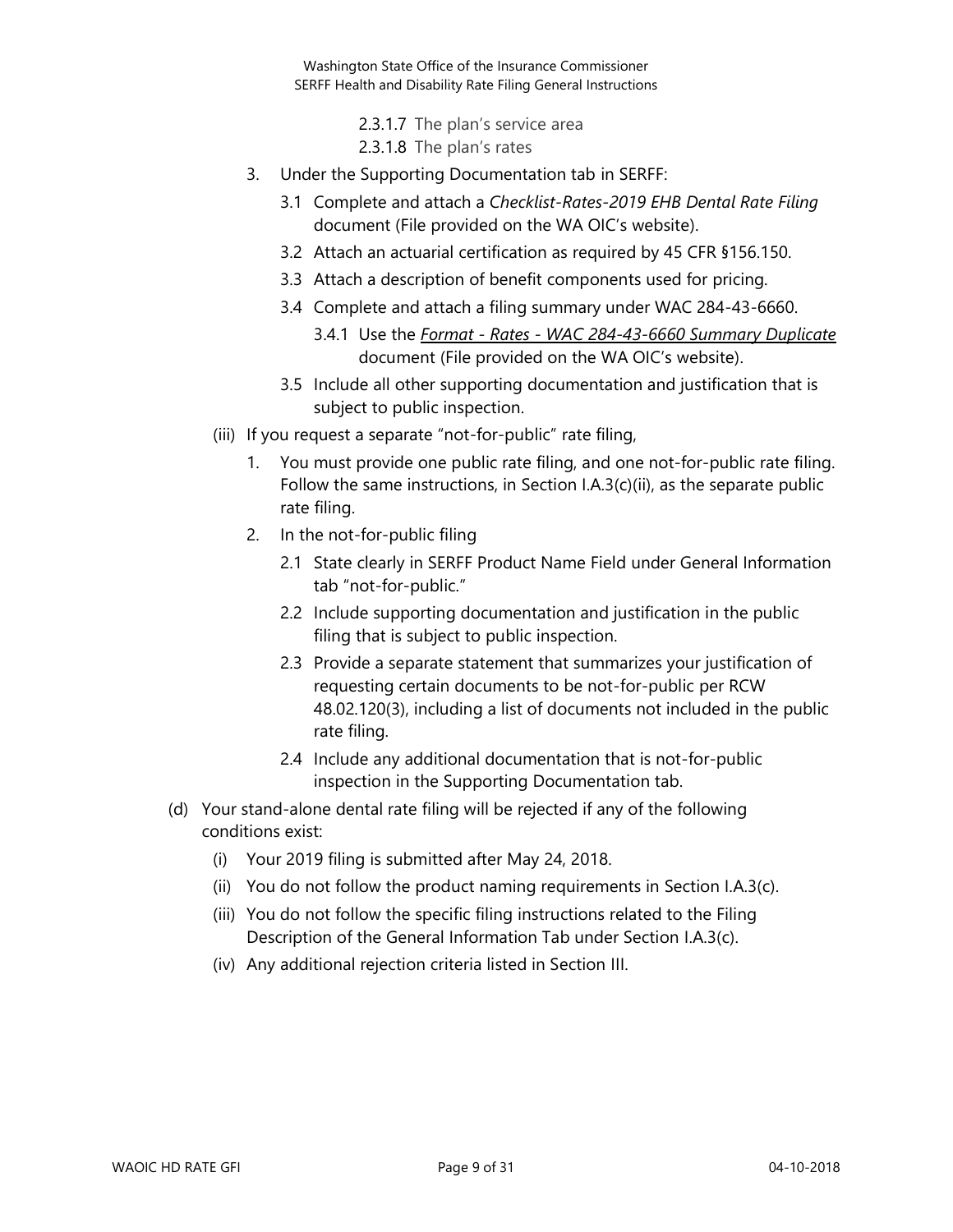2.3.1.7 The plan's service area

2.3.1.8 The plan's rates

3. Under the Supporting Documentation tab in SERFF:
   - 3.1 Complete and attach a *Checklist-Rates-2019 EHB Dental Rate Filing* document (File provided on the WA OIC's website).
   - 3.2 Attach an actuarial certification as required by 45 CFR §156.150.
   - 3.3 Attach a description of benefit components used for pricing.
   - 3.4 Complete and attach a filing summary under WAC 284-43-6660.
     - 3.4.1 Use the ***Format - Rates - WAC 284-43-6660 Summary Duplicate*** document (File provided on the WA OIC's website).
   - 3.5 Include all other supporting documentation and justification that is subject to public inspection.

(iii) If you request a separate "not-for-public" rate filing,

1. You must provide one public rate filing, and one not-for-public rate filing. Follow the same instructions, in Section I.A.3(c)(ii), as the separate public rate filing.
2. In the not-for-public filing
   - 2.1 State clearly in SERFF Product Name Field under General Information tab "not-for-public."
   - 2.2 Include supporting documentation and justification in the public filing that is subject to public inspection.
   - 2.3 Provide a separate statement that summarizes your justification of requesting certain documents to be not-for-public per RCW 48.02.120(3), including a list of documents not included in the public rate filing.
   - 2.4 Include any additional documentation that is not-for-public inspection in the Supporting Documentation tab.

(d) Your stand-alone dental rate filing will be rejected if any of the following conditions exist:

- (i) Your 2019 filing is submitted after May 24, 2018.
- (ii) You do not follow the product naming requirements in Section I.A.3(c).
- (iii) You do not follow the specific filing instructions related to the Filing Description of the General Information Tab under Section I.A.3(c).
- (iv) Any additional rejection criteria listed in Section III.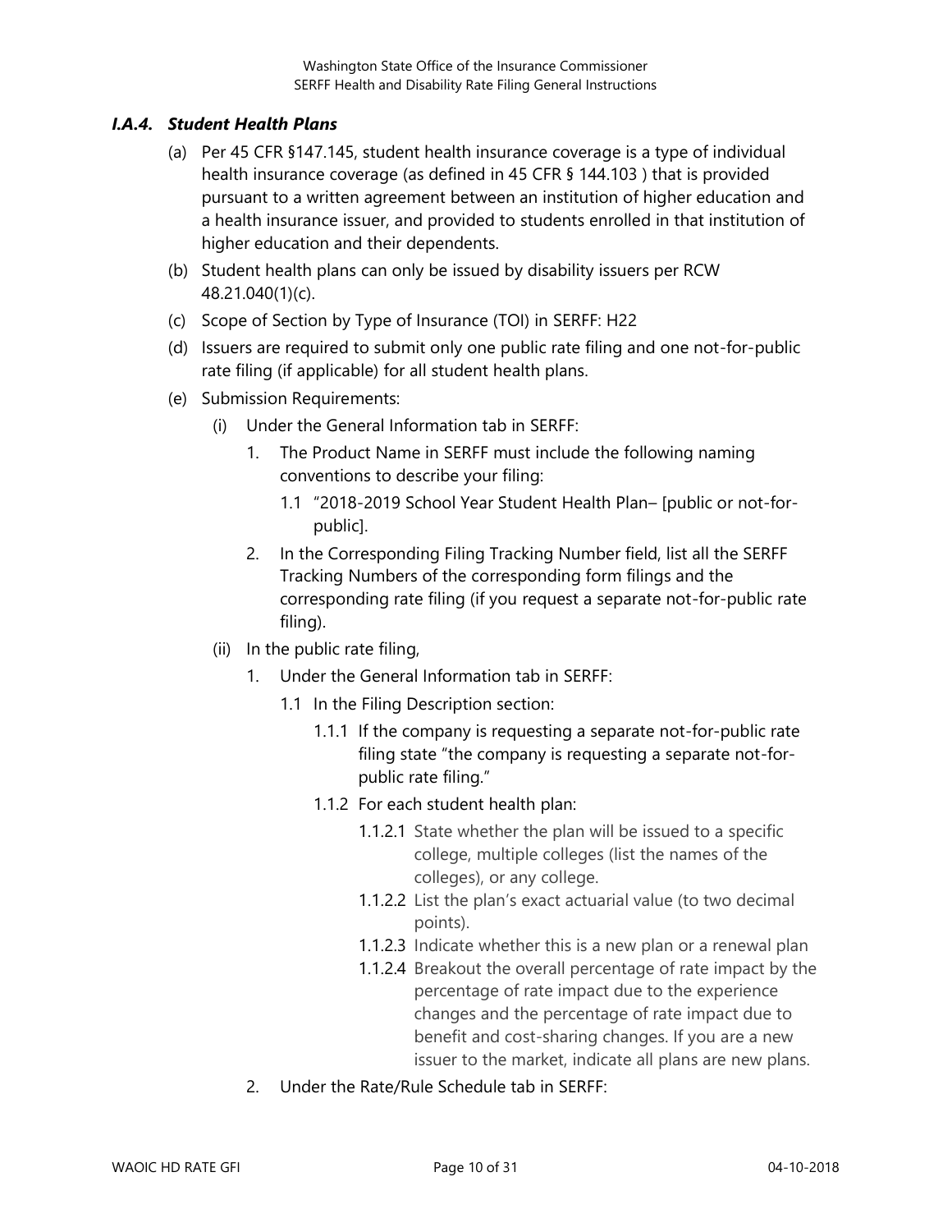### *I.A.4. Student Health Plans*

(a) Per 45 CFR §147.145, student health insurance coverage is a type of individual health insurance coverage (as defined in 45 CFR § 144.103 ) that is provided pursuant to a written agreement between an institution of higher education and a health insurance issuer, and provided to students enrolled in that institution of higher education and their dependents.

(b) Student health plans can only be issued by disability issuers per RCW 48.21.040(1)(c).

(c) Scope of Section by Type of Insurance (TOI) in SERFF: H22

(d) Issuers are required to submit only one public rate filing and one not-for-public rate filing (if applicable) for all student health plans.

(e) Submission Requirements:

- (i) Under the General Information tab in SERFF:
  1. The Product Name in SERFF must include the following naming conventions to describe your filing:
     - 1.1 "2018-2019 School Year Student Health Plan– [public or not-for-public].
  2. In the Corresponding Filing Tracking Number field, list all the SERFF Tracking Numbers of the corresponding form filings and the corresponding rate filing (if you request a separate not-for-public rate filing).
- (ii) In the public rate filing,
  1. Under the General Information tab in SERFF:
     - 1.1 In the Filing Description section:
       - 1.1.1 If the company is requesting a separate not-for-public rate filing state "the company is requesting a separate not-for-public rate filing."
       - 1.1.2 For each student health plan:
         - 1.1.2.1 State whether the plan will be issued to a specific college, multiple colleges (list the names of the colleges), or any college.
         - 1.1.2.2 List the plan's exact actuarial value (to two decimal points).
         - 1.1.2.3 Indicate whether this is a new plan or a renewal plan
         - 1.1.2.4 Breakout the overall percentage of rate impact by the percentage of rate impact due to the experience changes and the percentage of rate impact due to benefit and cost-sharing changes. If you are a new issuer to the market, indicate all plans are new plans.
  2. Under the Rate/Rule Schedule tab in SERFF: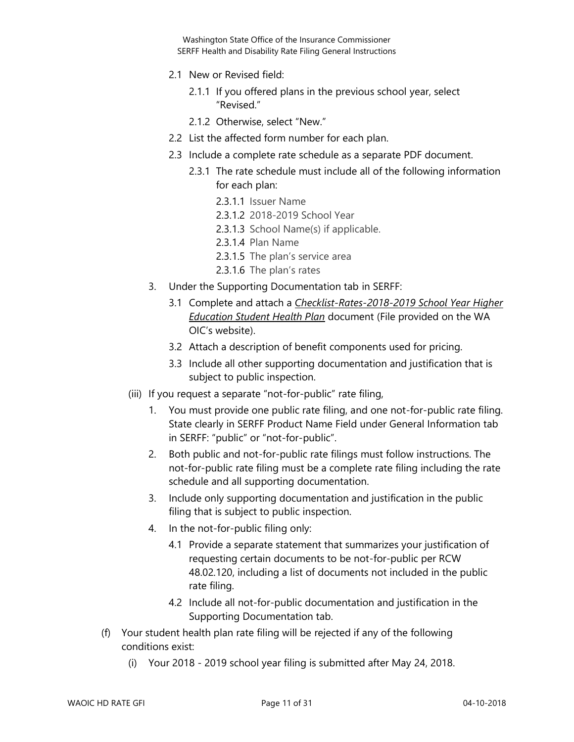2.1 New or Revised field:

2.1.1 If you offered plans in the previous school year, select "Revised."

2.1.2 Otherwise, select "New."

2.2 List the affected form number for each plan.

2.3 Include a complete rate schedule as a separate PDF document.

2.3.1 The rate schedule must include all of the following information for each plan:

2.3.1.1 Issuer Name

2.3.1.2 2018-2019 School Year

2.3.1.3 School Name(s) if applicable.

2.3.1.4 Plan Name

2.3.1.5 The plan's service area

2.3.1.6 The plan's rates

3. Under the Supporting Documentation tab in SERFF:

3.1 Complete and attach a *Checklist-Rates-2018-2019 School Year Higher Education Student Health Plan* document (File provided on the WA OIC's website).

3.2 Attach a description of benefit components used for pricing.

3.3 Include all other supporting documentation and justification that is subject to public inspection.

(iii) If you request a separate "not-for-public" rate filing,

1. You must provide one public rate filing, and one not-for-public rate filing. State clearly in SERFF Product Name Field under General Information tab in SERFF: "public" or "not-for-public".
2. Both public and not-for-public rate filings must follow instructions. The not-for-public rate filing must be a complete rate filing including the rate schedule and all supporting documentation.
3. Include only supporting documentation and justification in the public filing that is subject to public inspection.
4. In the not-for-public filing only:

4.1 Provide a separate statement that summarizes your justification of requesting certain documents to be not-for-public per RCW 48.02.120, including a list of documents not included in the public rate filing.

4.2 Include all not-for-public documentation and justification in the Supporting Documentation tab.

(f) Your student health plan rate filing will be rejected if any of the following conditions exist:

(i) Your 2018 - 2019 school year filing is submitted after May 24, 2018.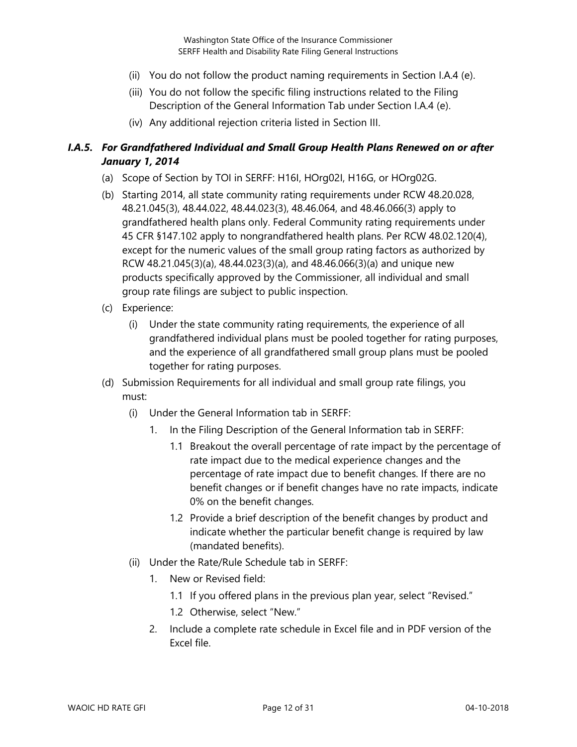(ii) You do not follow the product naming requirements in Section I.A.4 (e).

(iii) You do not follow the specific filing instructions related to the Filing Description of the General Information Tab under Section I.A.4 (e).

(iv) Any additional rejection criteria listed in Section III.

### *I.A.5. For Grandfathered Individual and Small Group Health Plans Renewed on or after January 1, 2014*

(a) Scope of Section by TOI in SERFF: H16I, HOrg02I, H16G, or HOrg02G.

(b) Starting 2014, all state community rating requirements under RCW 48.20.028, 48.21.045(3), 48.44.022, 48.44.023(3), 48.46.064, and 48.46.066(3) apply to grandfathered health plans only. Federal Community rating requirements under 45 CFR §147.102 apply to nongrandfathered health plans. Per RCW 48.02.120(4), except for the numeric values of the small group rating factors as authorized by RCW 48.21.045(3)(a), 48.44.023(3)(a), and 48.46.066(3)(a) and unique new products specifically approved by the Commissioner, all individual and small group rate filings are subject to public inspection.

(c) Experience:

  (i) Under the state community rating requirements, the experience of all grandfathered individual plans must be pooled together for rating purposes, and the experience of all grandfathered small group plans must be pooled together for rating purposes.

(d) Submission Requirements for all individual and small group rate filings, you must:

  (i) Under the General Information tab in SERFF:

    1. In the Filing Description of the General Information tab in SERFF:

      1.1 Breakout the overall percentage of rate impact by the percentage of rate impact due to the medical experience changes and the percentage of rate impact due to benefit changes. If there are no benefit changes or if benefit changes have no rate impacts, indicate 0% on the benefit changes.

      1.2 Provide a brief description of the benefit changes by product and indicate whether the particular benefit change is required by law (mandated benefits).

  (ii) Under the Rate/Rule Schedule tab in SERFF:

    1. New or Revised field:

      1.1 If you offered plans in the previous plan year, select "Revised."

      1.2 Otherwise, select "New."

    2. Include a complete rate schedule in Excel file and in PDF version of the Excel file.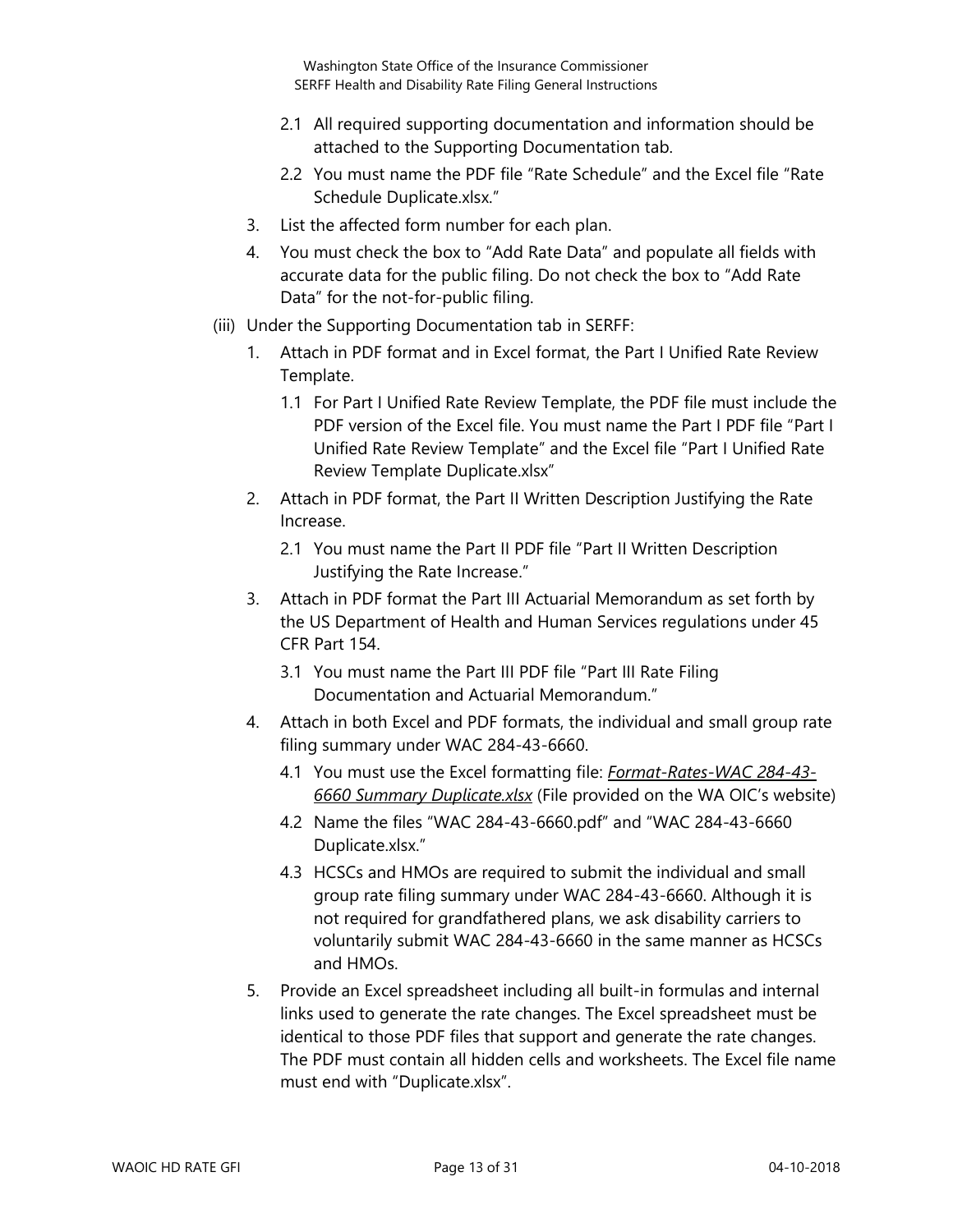- 2.1 All required supporting documentation and information should be attached to the Supporting Documentation tab.
- 2.2 You must name the PDF file "Rate Schedule" and the Excel file "Rate Schedule Duplicate.xlsx."

3. List the affected form number for each plan.
4. You must check the box to "Add Rate Data" and populate all fields with accurate data for the public filing. Do not check the box to "Add Rate Data" for the not-for-public filing.

(iii) Under the Supporting Documentation tab in SERFF:

1. Attach in PDF format and in Excel format, the Part I Unified Rate Review Template.
   - 1.1 For Part I Unified Rate Review Template, the PDF file must include the PDF version of the Excel file. You must name the Part I PDF file "Part I Unified Rate Review Template" and the Excel file "Part I Unified Rate Review Template Duplicate.xlsx"
2. Attach in PDF format, the Part II Written Description Justifying the Rate Increase.
   - 2.1 You must name the Part II PDF file "Part II Written Description Justifying the Rate Increase."
3. Attach in PDF format the Part III Actuarial Memorandum as set forth by the US Department of Health and Human Services regulations under 45 CFR Part 154.
   - 3.1 You must name the Part III PDF file "Part III Rate Filing Documentation and Actuarial Memorandum."
4. Attach in both Excel and PDF formats, the individual and small group rate filing summary under WAC 284-43-6660.
   - 4.1 You must use the Excel formatting file: ***Format-Rates-WAC 284-43-6660 Summary Duplicate.xlsx*** (File provided on the WA OIC's website)
   - 4.2 Name the files "WAC 284-43-6660.pdf" and "WAC 284-43-6660 Duplicate.xlsx."
   - 4.3 HCSCs and HMOs are required to submit the individual and small group rate filing summary under WAC 284-43-6660. Although it is not required for grandfathered plans, we ask disability carriers to voluntarily submit WAC 284-43-6660 in the same manner as HCSCs and HMOs.
5. Provide an Excel spreadsheet including all built-in formulas and internal links used to generate the rate changes. The Excel spreadsheet must be identical to those PDF files that support and generate the rate changes. The PDF must contain all hidden cells and worksheets. The Excel file name must end with "Duplicate.xlsx".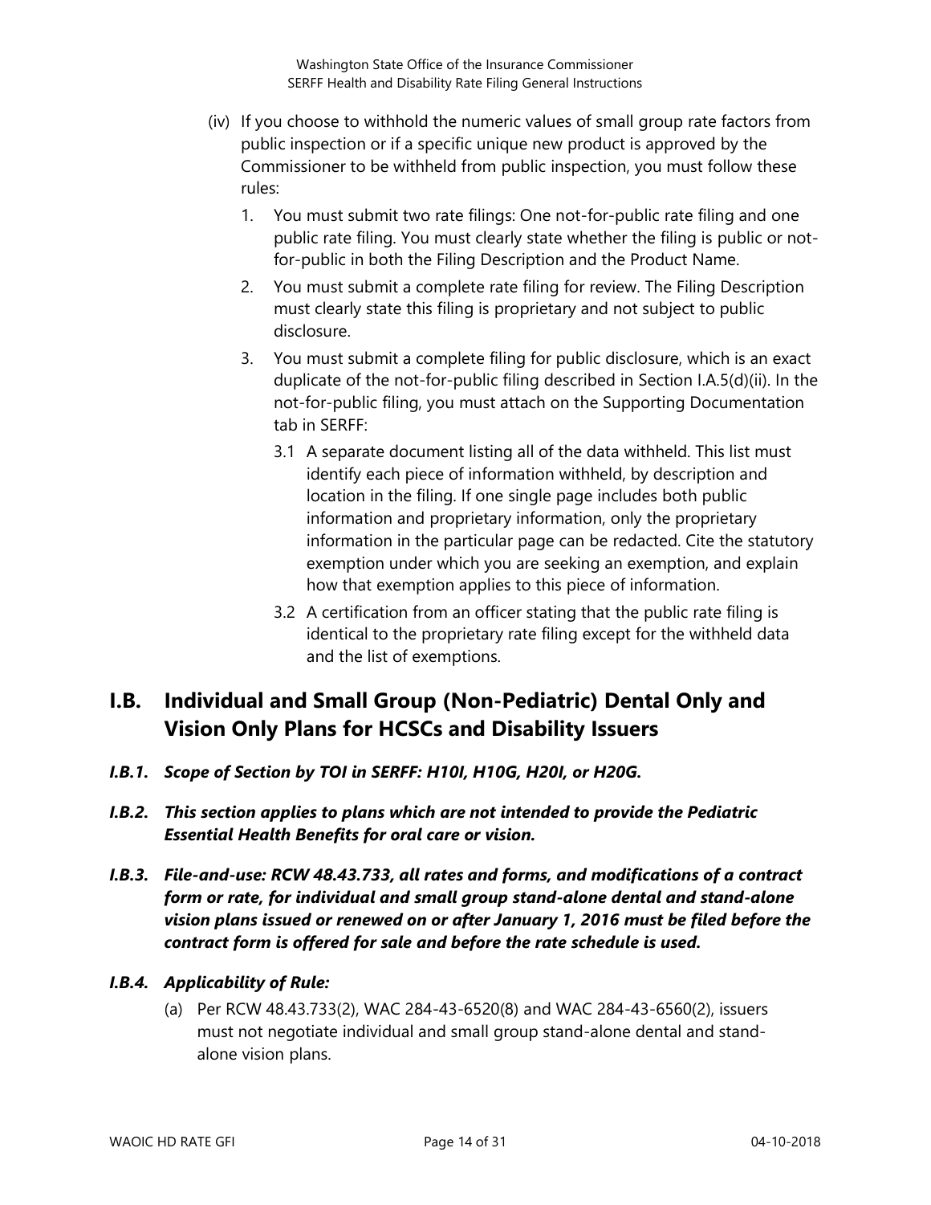(iv) If you choose to withhold the numeric values of small group rate factors from public inspection or if a specific unique new product is approved by the Commissioner to be withheld from public inspection, you must follow these rules:

1. You must submit two rate filings: One not-for-public rate filing and one public rate filing. You must clearly state whether the filing is public or not-for-public in both the Filing Description and the Product Name.
2. You must submit a complete rate filing for review. The Filing Description must clearly state this filing is proprietary and not subject to public disclosure.
3. You must submit a complete filing for public disclosure, which is an exact duplicate of the not-for-public filing described in Section I.A.5(d)(ii). In the not-for-public filing, you must attach on the Supporting Documentation tab in SERFF:

   3.1 A separate document listing all of the data withheld. This list must identify each piece of information withheld, by description and location in the filing. If one single page includes both public information and proprietary information, only the proprietary information in the particular page can be redacted. Cite the statutory exemption under which you are seeking an exemption, and explain how that exemption applies to this piece of information.

   3.2 A certification from an officer stating that the public rate filing is identical to the proprietary rate filing except for the withheld data and the list of exemptions.

## I.B. Individual and Small Group (Non-Pediatric) Dental Only and Vision Only Plans for HCSCs and Disability Issuers

### *I.B.1. Scope of Section by TOI in SERFF: H10I, H10G, H20I, or H20G.*

### *I.B.2. This section applies to plans which are not intended to provide the Pediatric Essential Health Benefits for oral care or vision.*

### *I.B.3. File-and-use: RCW 48.43.733, all rates and forms, and modifications of a contract form or rate, for individual and small group stand-alone dental and stand-alone vision plans issued or renewed on or after January 1, 2016 must be filed before the contract form is offered for sale and before the rate schedule is used.*

### *I.B.4. Applicability of Rule:*

(a) Per RCW 48.43.733(2), WAC 284-43-6520(8) and WAC 284-43-6560(2), issuers must not negotiate individual and small group stand-alone dental and stand-alone vision plans.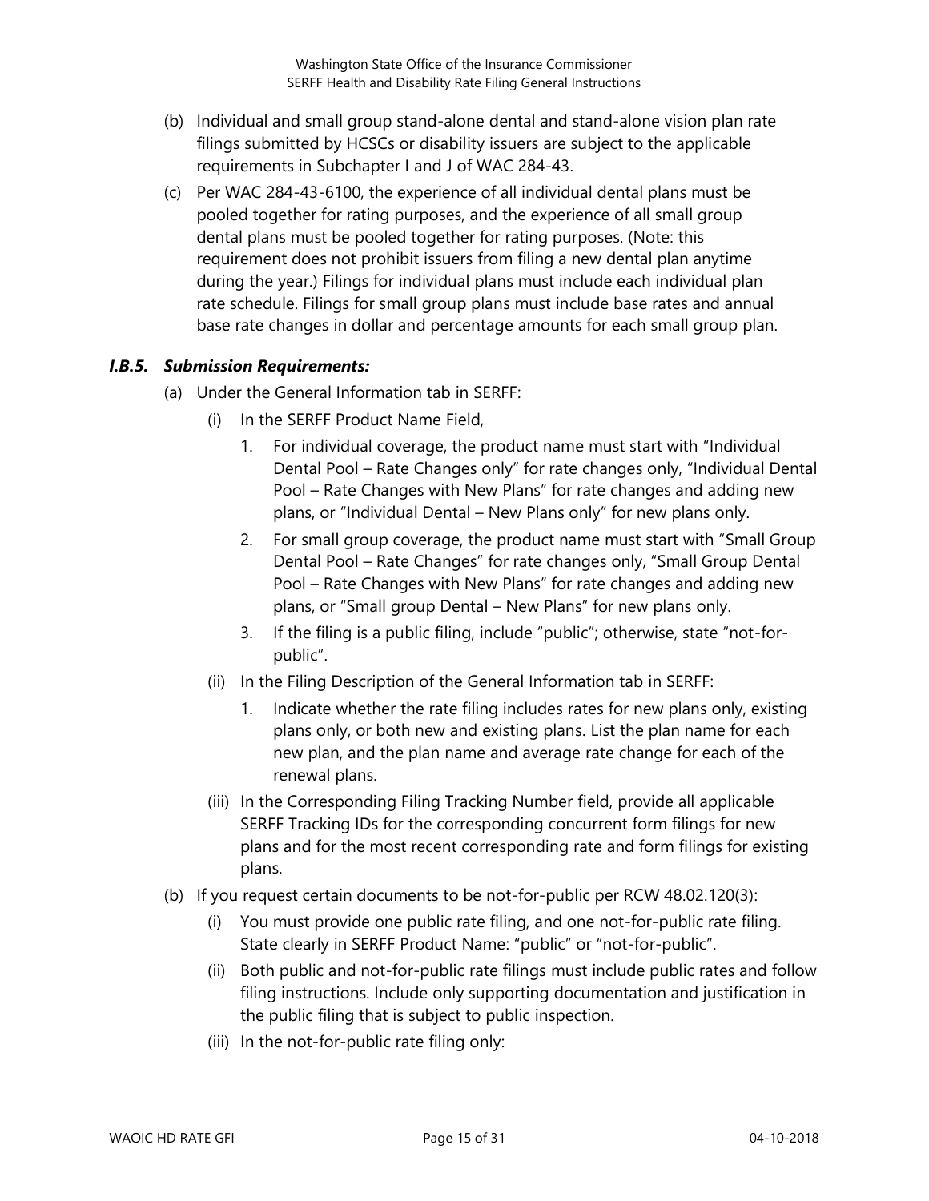(b) Individual and small group stand-alone dental and stand-alone vision plan rate filings submitted by HCSCs or disability issuers are subject to the applicable requirements in Subchapter I and J of WAC 284-43.

(c) Per WAC 284-43-6100, the experience of all individual dental plans must be pooled together for rating purposes, and the experience of all small group dental plans must be pooled together for rating purposes. (Note: this requirement does not prohibit issuers from filing a new dental plan anytime during the year.) Filings for individual plans must include each individual plan rate schedule. Filings for small group plans must include base rates and annual base rate changes in dollar and percentage amounts for each small group plan.

### *I.B.5. Submission Requirements:*

(a) Under the General Information tab in SERFF:

  (i) In the SERFF Product Name Field,

    1. For individual coverage, the product name must start with "Individual Dental Pool – Rate Changes only" for rate changes only, "Individual Dental Pool – Rate Changes with New Plans" for rate changes and adding new plans, or "Individual Dental – New Plans only" for new plans only.
    2. For small group coverage, the product name must start with "Small Group Dental Pool – Rate Changes" for rate changes only, "Small Group Dental Pool – Rate Changes with New Plans" for rate changes and adding new plans, or "Small group Dental – New Plans" for new plans only.
    3. If the filing is a public filing, include "public"; otherwise, state "not-for-public".

  (ii) In the Filing Description of the General Information tab in SERFF:

    1. Indicate whether the rate filing includes rates for new plans only, existing plans only, or both new and existing plans. List the plan name for each new plan, and the plan name and average rate change for each of the renewal plans.

  (iii) In the Corresponding Filing Tracking Number field, provide all applicable SERFF Tracking IDs for the corresponding concurrent form filings for new plans and for the most recent corresponding rate and form filings for existing plans.

(b) If you request certain documents to be not-for-public per RCW 48.02.120(3):

  (i) You must provide one public rate filing, and one not-for-public rate filing. State clearly in SERFF Product Name: "public" or "not-for-public".

  (ii) Both public and not-for-public rate filings must include public rates and follow filing instructions. Include only supporting documentation and justification in the public filing that is subject to public inspection.

  (iii) In the not-for-public rate filing only: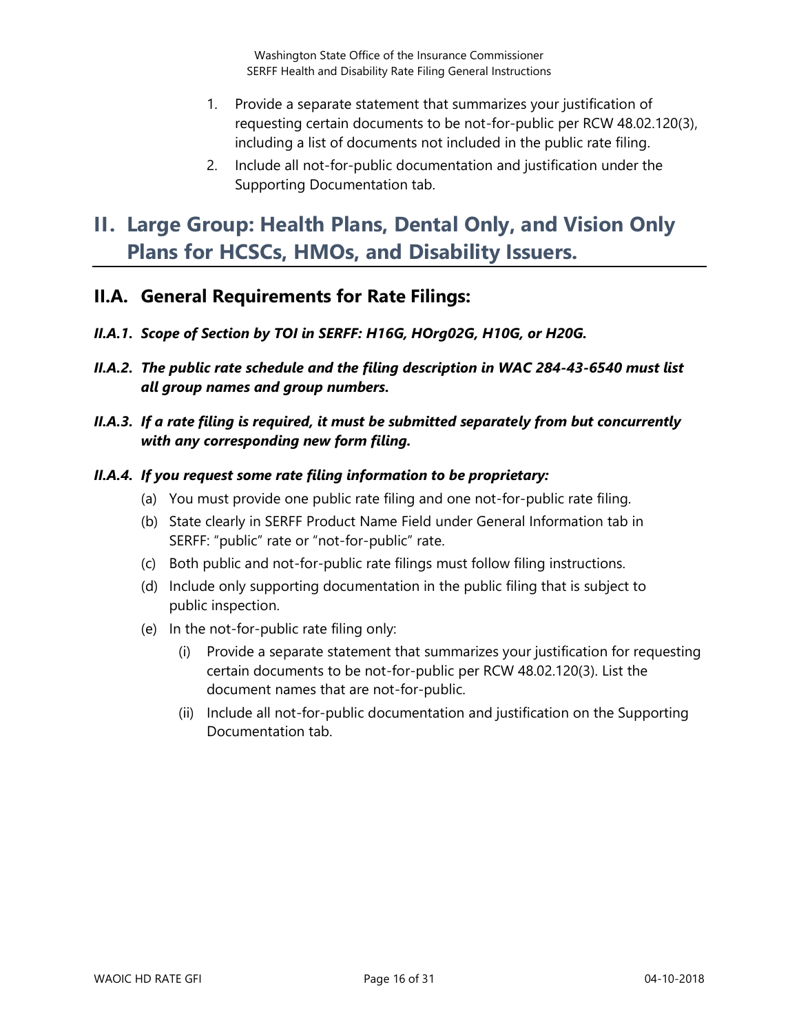1. Provide a separate statement that summarizes your justification of requesting certain documents to be not-for-public per RCW 48.02.120(3), including a list of documents not included in the public rate filing.
2. Include all not-for-public documentation and justification under the Supporting Documentation tab.

# II. Large Group: Health Plans, Dental Only, and Vision Only Plans for HCSCs, HMOs, and Disability Issuers.

## II.A. General Requirements for Rate Filings:

### *II.A.1. Scope of Section by TOI in SERFF: H16G, HOrg02G, H10G, or H20G.*

### *II.A.2. The public rate schedule and the filing description in WAC 284-43-6540 must list all group names and group numbers.*

### *II.A.3. If a rate filing is required, it must be submitted separately from but concurrently with any corresponding new form filing.*

### *II.A.4. If you request some rate filing information to be proprietary:*

(a) You must provide one public rate filing and one not-for-public rate filing.

(b) State clearly in SERFF Product Name Field under General Information tab in SERFF: "public" rate or "not-for-public" rate.

(c) Both public and not-for-public rate filings must follow filing instructions.

(d) Include only supporting documentation in the public filing that is subject to public inspection.

(e) In the not-for-public rate filing only:

   (i) Provide a separate statement that summarizes your justification for requesting certain documents to be not-for-public per RCW 48.02.120(3). List the document names that are not-for-public.

   (ii) Include all not-for-public documentation and justification on the Supporting Documentation tab.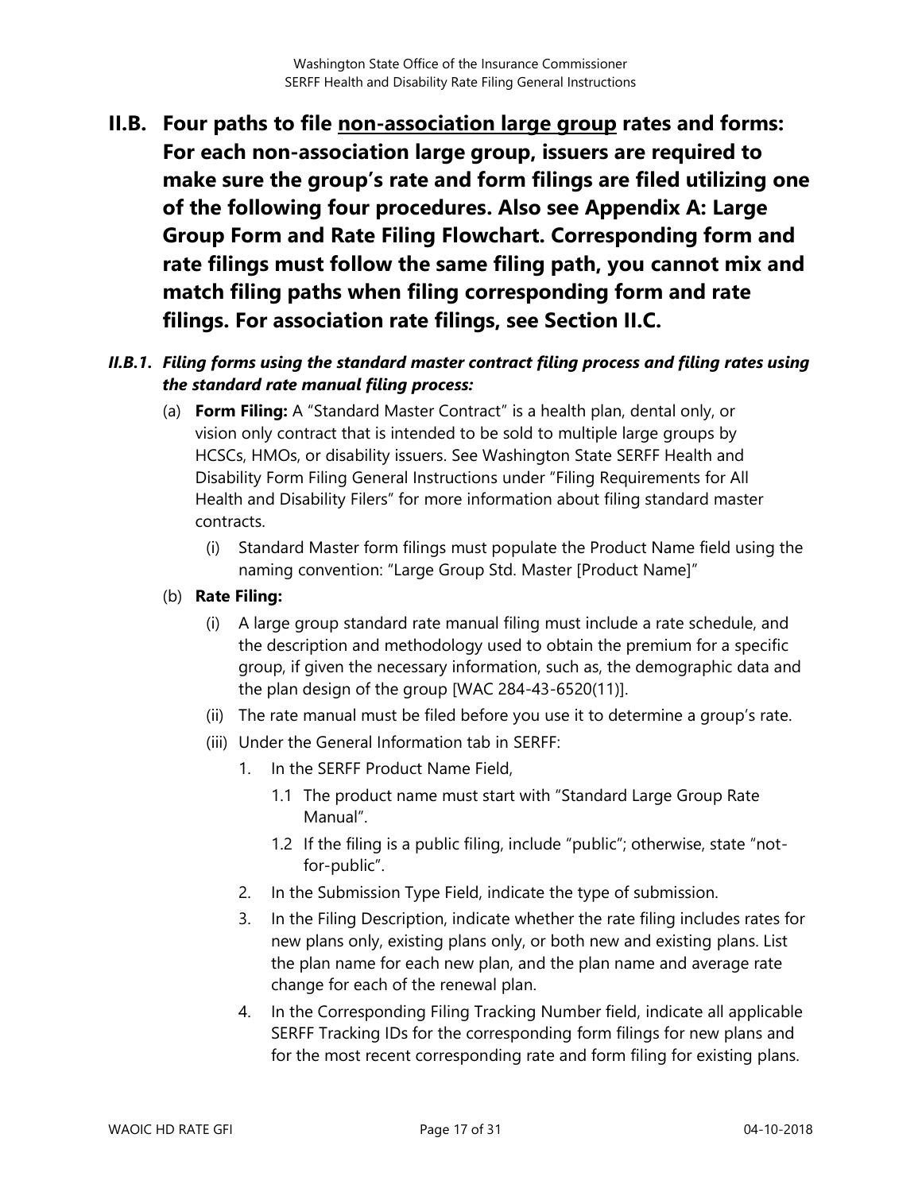## II.B. Four paths to file <u>non-association large group</u> rates and forms: For each non-association large group, issuers are required to make sure the group's rate and form filings are filed utilizing one of the following four procedures. Also see Appendix A: Large Group Form and Rate Filing Flowchart. Corresponding form and rate filings must follow the same filing path, you cannot mix and match filing paths when filing corresponding form and rate filings. For association rate filings, see Section II.C.

### *II.B.1. Filing forms using the standard master contract filing process and filing rates using the standard rate manual filing process:*

(a) **Form Filing:** A "Standard Master Contract" is a health plan, dental only, or vision only contract that is intended to be sold to multiple large groups by HCSCs, HMOs, or disability issuers. See Washington State SERFF Health and Disability Form Filing General Instructions under "Filing Requirements for All Health and Disability Filers" for more information about filing standard master contracts.

   (i) Standard Master form filings must populate the Product Name field using the naming convention: "Large Group Std. Master [Product Name]"

(b) **Rate Filing:**

   (i) A large group standard rate manual filing must include a rate schedule, and the description and methodology used to obtain the premium for a specific group, if given the necessary information, such as, the demographic data and the plan design of the group [WAC 284-43-6520(11)].

   (ii) The rate manual must be filed before you use it to determine a group's rate.

   (iii) Under the General Information tab in SERFF:

      1. In the SERFF Product Name Field,

         1.1 The product name must start with "Standard Large Group Rate Manual".

         1.2 If the filing is a public filing, include "public"; otherwise, state "not-for-public".

      2. In the Submission Type Field, indicate the type of submission.

      3. In the Filing Description, indicate whether the rate filing includes rates for new plans only, existing plans only, or both new and existing plans. List the plan name for each new plan, and the plan name and average rate change for each of the renewal plan.

      4. In the Corresponding Filing Tracking Number field, indicate all applicable SERFF Tracking IDs for the corresponding form filings for new plans and for the most recent corresponding rate and form filing for existing plans.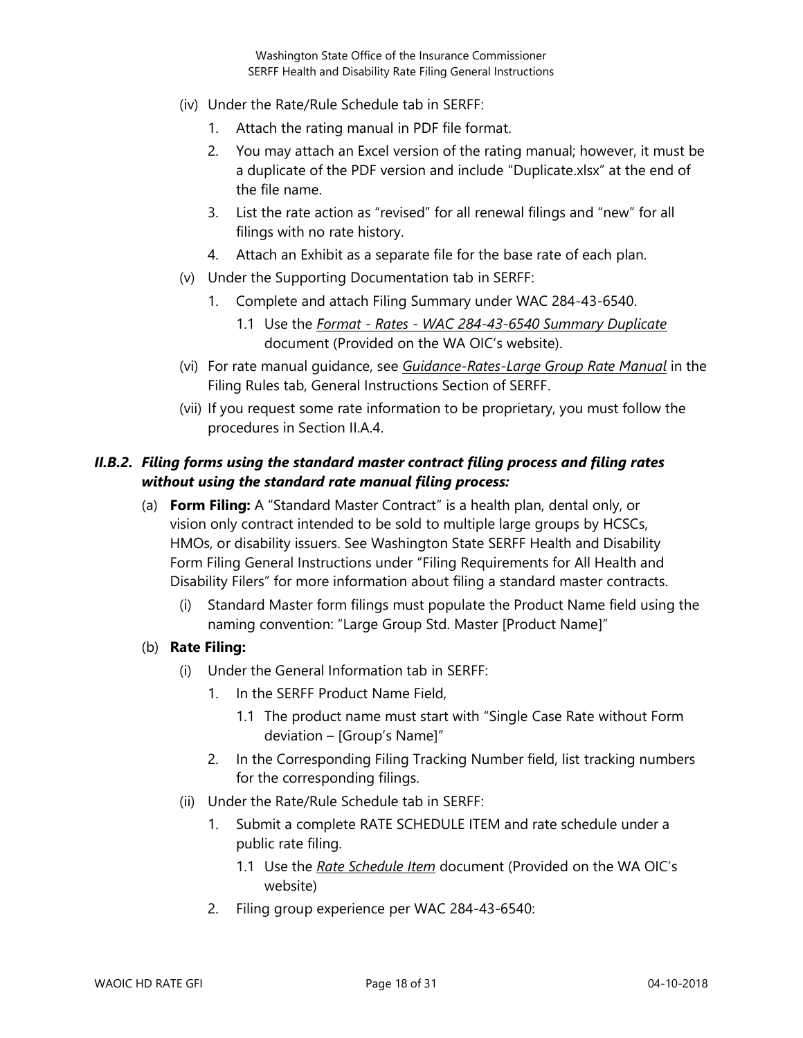(iv) Under the Rate/Rule Schedule tab in SERFF:

1. Attach the rating manual in PDF file format.
2. You may attach an Excel version of the rating manual; however, it must be a duplicate of the PDF version and include "Duplicate.xlsx" at the end of the file name.
3. List the rate action as "revised" for all renewal filings and "new" for all filings with no rate history.
4. Attach an Exhibit as a separate file for the base rate of each plan.

(v) Under the Supporting Documentation tab in SERFF:

1. Complete and attach Filing Summary under WAC 284-43-6540.
   - 1.1 Use the *Format - Rates - WAC 284-43-6540 Summary Duplicate* document (Provided on the WA OIC's website).

(vi) For rate manual guidance, see *Guidance-Rates-Large Group Rate Manual* in the Filing Rules tab, General Instructions Section of SERFF.

(vii) If you request some rate information to be proprietary, you must follow the procedures in Section II.A.4.

### *II.B.2. Filing forms using the standard master contract filing process and filing rates without using the standard rate manual filing process:*

(a) **Form Filing:** A "Standard Master Contract" is a health plan, dental only, or vision only contract intended to be sold to multiple large groups by HCSCs, HMOs, or disability issuers. See Washington State SERFF Health and Disability Form Filing General Instructions under "Filing Requirements for All Health and Disability Filers" for more information about filing a standard master contracts.

(i) Standard Master form filings must populate the Product Name field using the naming convention: "Large Group Std. Master [Product Name]"

(b) **Rate Filing:**

(i) Under the General Information tab in SERFF:

1. In the SERFF Product Name Field,
   - 1.1 The product name must start with "Single Case Rate without Form deviation – [Group's Name]"
2. In the Corresponding Filing Tracking Number field, list tracking numbers for the corresponding filings.

(ii) Under the Rate/Rule Schedule tab in SERFF:

1. Submit a complete RATE SCHEDULE ITEM and rate schedule under a public rate filing.
   - 1.1 Use the *Rate Schedule Item* document (Provided on the WA OIC's website)
2. Filing group experience per WAC 284-43-6540: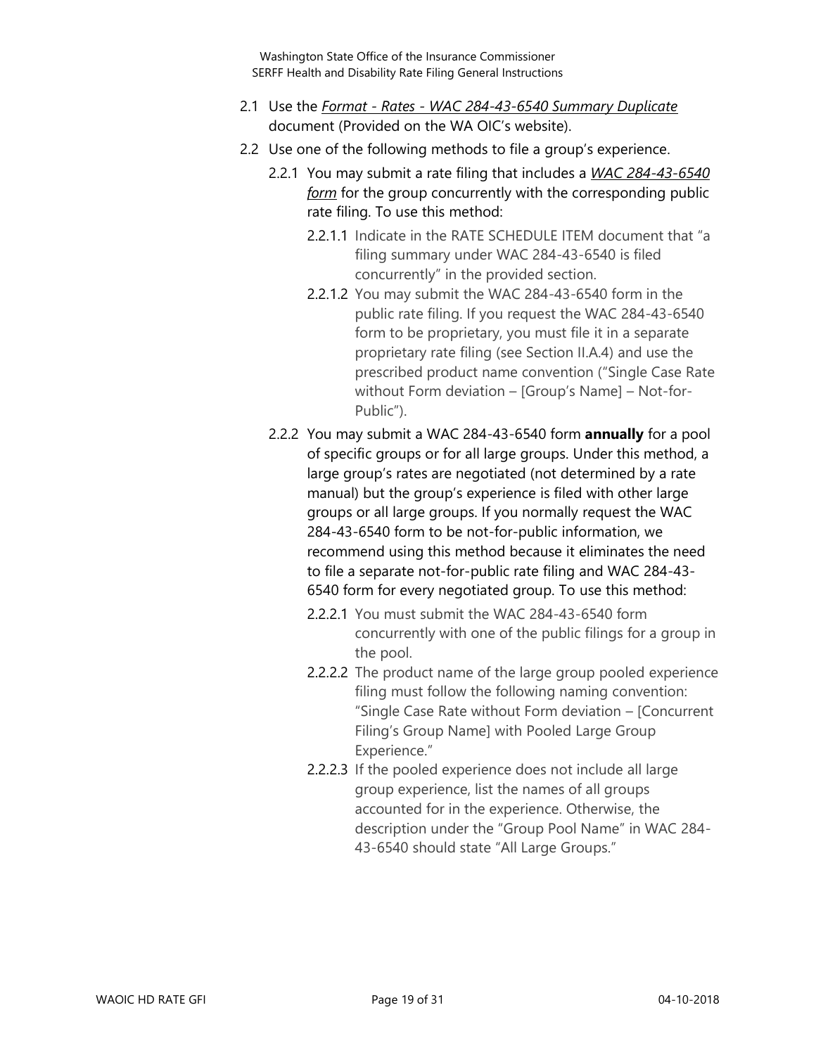2.1 Use the *Format - Rates - WAC 284-43-6540 Summary Duplicate* document (Provided on the WA OIC's website).

2.2 Use one of the following methods to file a group's experience.

2.2.1 You may submit a rate filing that includes a *WAC 284-43-6540 form* for the group concurrently with the corresponding public rate filing. To use this method:

2.2.1.1 Indicate in the RATE SCHEDULE ITEM document that "a filing summary under WAC 284-43-6540 is filed concurrently" in the provided section.

2.2.1.2 You may submit the WAC 284-43-6540 form in the public rate filing. If you request the WAC 284-43-6540 form to be proprietary, you must file it in a separate proprietary rate filing (see Section II.A.4) and use the prescribed product name convention ("Single Case Rate without Form deviation – [Group's Name] – Not-for-Public").

2.2.2 You may submit a WAC 284-43-6540 form **annually** for a pool of specific groups or for all large groups. Under this method, a large group's rates are negotiated (not determined by a rate manual) but the group's experience is filed with other large groups or all large groups. If you normally request the WAC 284-43-6540 form to be not-for-public information, we recommend using this method because it eliminates the need to file a separate not-for-public rate filing and WAC 284-43-6540 form for every negotiated group. To use this method:

2.2.2.1 You must submit the WAC 284-43-6540 form concurrently with one of the public filings for a group in the pool.

2.2.2.2 The product name of the large group pooled experience filing must follow the following naming convention: "Single Case Rate without Form deviation – [Concurrent Filing's Group Name] with Pooled Large Group Experience."

2.2.2.3 If the pooled experience does not include all large group experience, list the names of all groups accounted for in the experience. Otherwise, the description under the "Group Pool Name" in WAC 284-43-6540 should state "All Large Groups."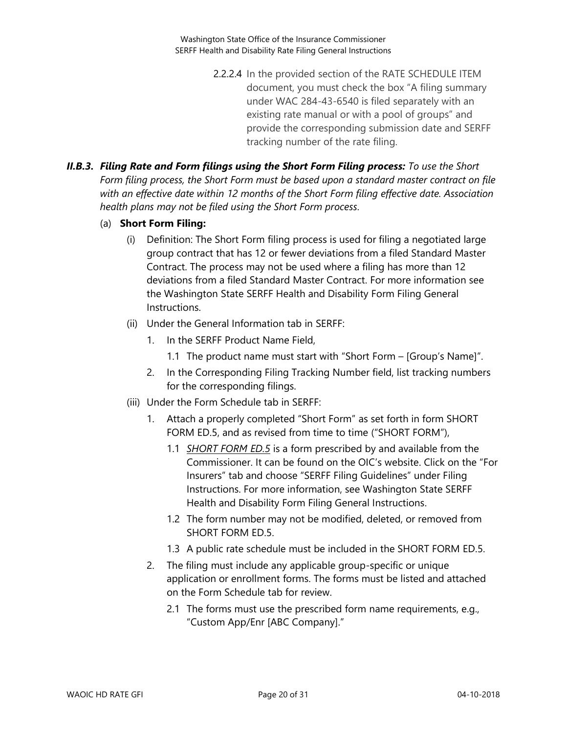2.2.2.4 In the provided section of the RATE SCHEDULE ITEM document, you must check the box "A filing summary under WAC 284-43-6540 is filed separately with an existing rate manual or with a pool of groups" and provide the corresponding submission date and SERFF tracking number of the rate filing.

***II.B.3. Filing Rate and Form filings using the Short Form Filing process:*** *To use the Short Form filing process, the Short Form must be based upon a standard master contract on file with an effective date within 12 months of the Short Form filing effective date. Association health plans may not be filed using the Short Form process.*

(a) **Short Form Filing:**

(i) Definition: The Short Form filing process is used for filing a negotiated large group contract that has 12 or fewer deviations from a filed Standard Master Contract. The process may not be used where a filing has more than 12 deviations from a filed Standard Master Contract. For more information see the Washington State SERFF Health and Disability Form Filing General Instructions.

(ii) Under the General Information tab in SERFF:

1. In the SERFF Product Name Field,
   - 1.1 The product name must start with "Short Form – [Group's Name]".
2. In the Corresponding Filing Tracking Number field, list tracking numbers for the corresponding filings.

(iii) Under the Form Schedule tab in SERFF:

1. Attach a properly completed "Short Form" as set forth in form SHORT FORM ED.5, and as revised from time to time ("SHORT FORM"),
   - 1.1 *SHORT FORM ED.5* is a form prescribed by and available from the Commissioner. It can be found on the OIC's website. Click on the "For Insurers" tab and choose "SERFF Filing Guidelines" under Filing Instructions. For more information, see Washington State SERFF Health and Disability Form Filing General Instructions.
   - 1.2 The form number may not be modified, deleted, or removed from SHORT FORM ED.5.
   - 1.3 A public rate schedule must be included in the SHORT FORM ED.5.
2. The filing must include any applicable group-specific or unique application or enrollment forms. The forms must be listed and attached on the Form Schedule tab for review.
   - 2.1 The forms must use the prescribed form name requirements, e.g., "Custom App/Enr [ABC Company]."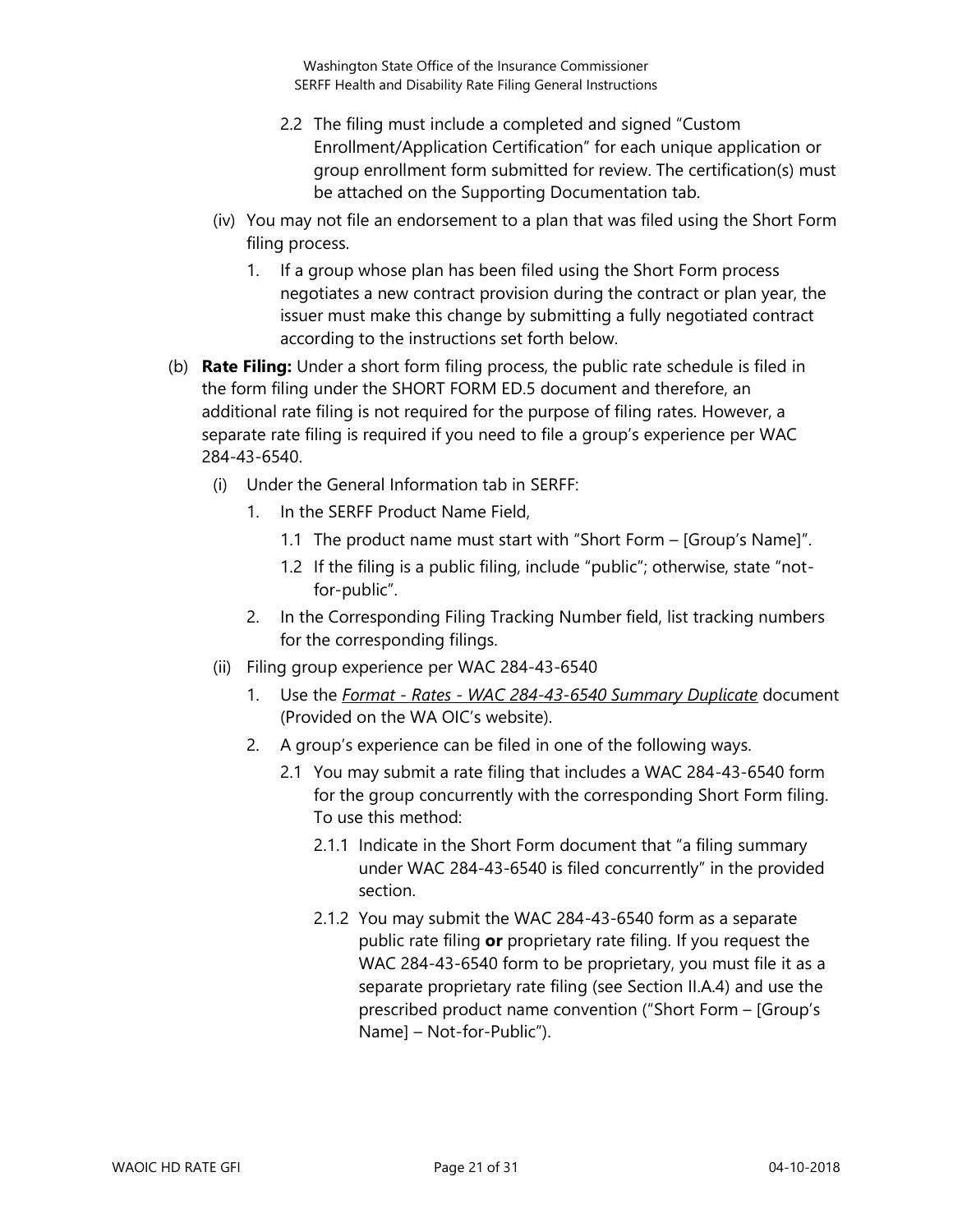2.2 The filing must include a completed and signed "Custom Enrollment/Application Certification" for each unique application or group enrollment form submitted for review. The certification(s) must be attached on the Supporting Documentation tab.

(iv) You may not file an endorsement to a plan that was filed using the Short Form filing process.

1. If a group whose plan has been filed using the Short Form process negotiates a new contract provision during the contract or plan year, the issuer must make this change by submitting a fully negotiated contract according to the instructions set forth below.

(b) **Rate Filing:** Under a short form filing process, the public rate schedule is filed in the form filing under the SHORT FORM ED.5 document and therefore, an additional rate filing is not required for the purpose of filing rates. However, a separate rate filing is required if you need to file a group's experience per WAC 284-43-6540.

(i) Under the General Information tab in SERFF:

1. In the SERFF Product Name Field,

1.1 The product name must start with "Short Form – [Group's Name]".

1.2 If the filing is a public filing, include "public"; otherwise, state "not-for-public".

2. In the Corresponding Filing Tracking Number field, list tracking numbers for the corresponding filings.

(ii) Filing group experience per WAC 284-43-6540

1. Use the *Format - Rates - WAC 284-43-6540 Summary Duplicate* document (Provided on the WA OIC's website).

2. A group's experience can be filed in one of the following ways.

2.1 You may submit a rate filing that includes a WAC 284-43-6540 form for the group concurrently with the corresponding Short Form filing. To use this method:

2.1.1 Indicate in the Short Form document that "a filing summary under WAC 284-43-6540 is filed concurrently" in the provided section.

2.1.2 You may submit the WAC 284-43-6540 form as a separate public rate filing **or** proprietary rate filing. If you request the WAC 284-43-6540 form to be proprietary, you must file it as a separate proprietary rate filing (see Section II.A.4) and use the prescribed product name convention ("Short Form – [Group's Name] – Not-for-Public").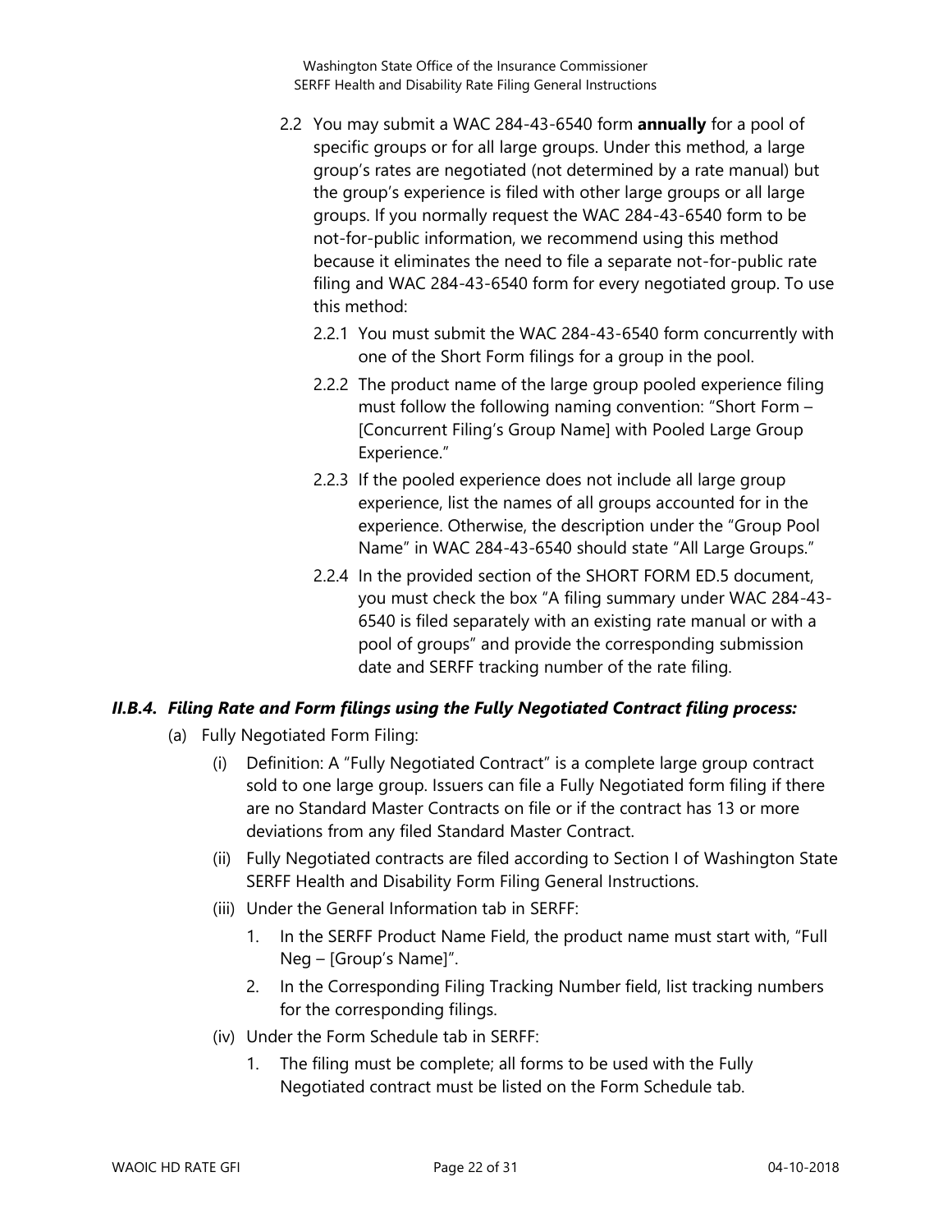2.2 You may submit a WAC 284-43-6540 form **annually** for a pool of specific groups or for all large groups. Under this method, a large group's rates are negotiated (not determined by a rate manual) but the group's experience is filed with other large groups or all large groups. If you normally request the WAC 284-43-6540 form to be not-for-public information, we recommend using this method because it eliminates the need to file a separate not-for-public rate filing and WAC 284-43-6540 form for every negotiated group. To use this method:

   2.2.1 You must submit the WAC 284-43-6540 form concurrently with one of the Short Form filings for a group in the pool.

   2.2.2 The product name of the large group pooled experience filing must follow the following naming convention: "Short Form – [Concurrent Filing's Group Name] with Pooled Large Group Experience."

   2.2.3 If the pooled experience does not include all large group experience, list the names of all groups accounted for in the experience. Otherwise, the description under the "Group Pool Name" in WAC 284-43-6540 should state "All Large Groups."

   2.2.4 In the provided section of the SHORT FORM ED.5 document, you must check the box "A filing summary under WAC 284-43-6540 is filed separately with an existing rate manual or with a pool of groups" and provide the corresponding submission date and SERFF tracking number of the rate filing.

### ***II.B.4. Filing Rate and Form filings using the Fully Negotiated Contract filing process:***

(a) Fully Negotiated Form Filing:

   (i) Definition: A "Fully Negotiated Contract" is a complete large group contract sold to one large group. Issuers can file a Fully Negotiated form filing if there are no Standard Master Contracts on file or if the contract has 13 or more deviations from any filed Standard Master Contract.

   (ii) Fully Negotiated contracts are filed according to Section I of Washington State SERFF Health and Disability Form Filing General Instructions.

   (iii) Under the General Information tab in SERFF:

      1. In the SERFF Product Name Field, the product name must start with, "Full Neg – [Group's Name]".

      2. In the Corresponding Filing Tracking Number field, list tracking numbers for the corresponding filings.

   (iv) Under the Form Schedule tab in SERFF:

      1. The filing must be complete; all forms to be used with the Fully Negotiated contract must be listed on the Form Schedule tab.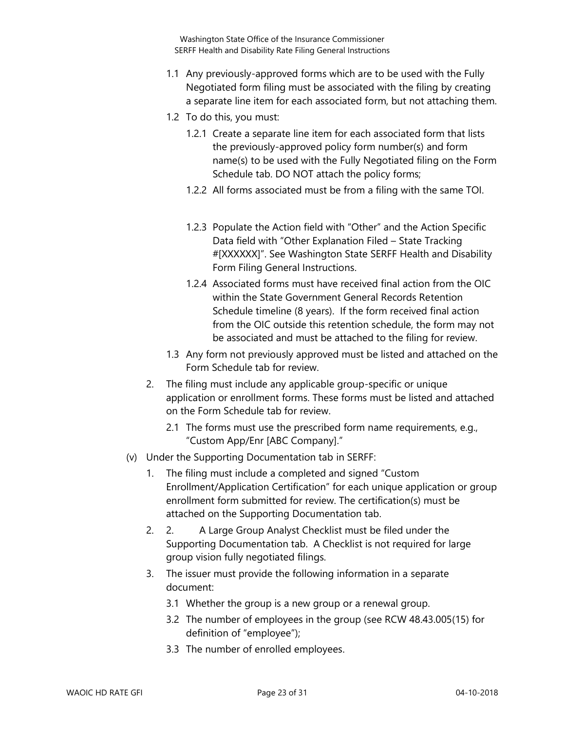- 1.1 Any previously-approved forms which are to be used with the Fully Negotiated form filing must be associated with the filing by creating a separate line item for each associated form, but not attaching them.
- 1.2 To do this, you must:
  - 1.2.1 Create a separate line item for each associated form that lists the previously-approved policy form number(s) and form name(s) to be used with the Fully Negotiated filing on the Form Schedule tab. DO NOT attach the policy forms;
  - 1.2.2 All forms associated must be from a filing with the same TOI.
  - 1.2.3 Populate the Action field with "Other" and the Action Specific Data field with "Other Explanation Filed – State Tracking #[XXXXXX]". See Washington State SERFF Health and Disability Form Filing General Instructions.
  - 1.2.4 Associated forms must have received final action from the OIC within the State Government General Records Retention Schedule timeline (8 years). If the form received final action from the OIC outside this retention schedule, the form may not be associated and must be attached to the filing for review.
- 1.3 Any form not previously approved must be listed and attached on the Form Schedule tab for review.

2. The filing must include any applicable group-specific or unique application or enrollment forms. These forms must be listed and attached on the Form Schedule tab for review.
   - 2.1 The forms must use the prescribed form name requirements, e.g., "Custom App/Enr [ABC Company]."

(v) Under the Supporting Documentation tab in SERFF:

1. The filing must include a completed and signed "Custom Enrollment/Application Certification" for each unique application or group enrollment form submitted for review. The certification(s) must be attached on the Supporting Documentation tab.
2. 2. A Large Group Analyst Checklist must be filed under the Supporting Documentation tab. A Checklist is not required for large group vision fully negotiated filings.
3. The issuer must provide the following information in a separate document:
   - 3.1 Whether the group is a new group or a renewal group.
   - 3.2 The number of employees in the group (see RCW 48.43.005(15) for definition of "employee");
   - 3.3 The number of enrolled employees.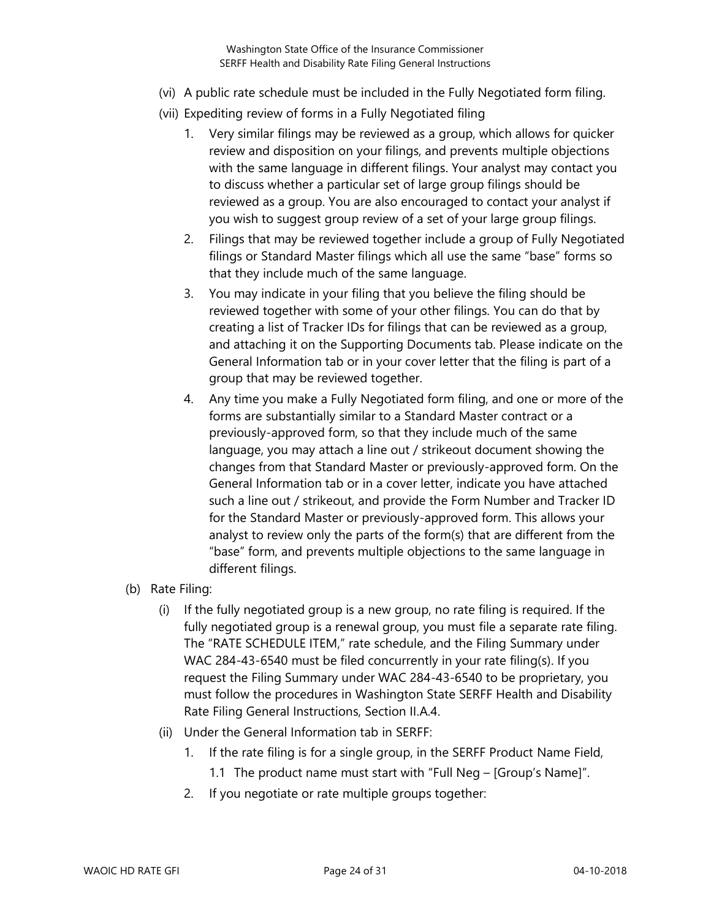(vi) A public rate schedule must be included in the Fully Negotiated form filing.

(vii) Expediting review of forms in a Fully Negotiated filing

1. Very similar filings may be reviewed as a group, which allows for quicker review and disposition on your filings, and prevents multiple objections with the same language in different filings. Your analyst may contact you to discuss whether a particular set of large group filings should be reviewed as a group. You are also encouraged to contact your analyst if you wish to suggest group review of a set of your large group filings.
2. Filings that may be reviewed together include a group of Fully Negotiated filings or Standard Master filings which all use the same "base" forms so that they include much of the same language.
3. You may indicate in your filing that you believe the filing should be reviewed together with some of your other filings. You can do that by creating a list of Tracker IDs for filings that can be reviewed as a group, and attaching it on the Supporting Documents tab. Please indicate on the General Information tab or in your cover letter that the filing is part of a group that may be reviewed together.
4. Any time you make a Fully Negotiated form filing, and one or more of the forms are substantially similar to a Standard Master contract or a previously-approved form, so that they include much of the same language, you may attach a line out / strikeout document showing the changes from that Standard Master or previously-approved form. On the General Information tab or in a cover letter, indicate you have attached such a line out / strikeout, and provide the Form Number and Tracker ID for the Standard Master or previously-approved form. This allows your analyst to review only the parts of the form(s) that are different from the "base" form, and prevents multiple objections to the same language in different filings.

(b) Rate Filing:

(i) If the fully negotiated group is a new group, no rate filing is required. If the fully negotiated group is a renewal group, you must file a separate rate filing. The "RATE SCHEDULE ITEM," rate schedule, and the Filing Summary under WAC 284-43-6540 must be filed concurrently in your rate filing(s). If you request the Filing Summary under WAC 284-43-6540 to be proprietary, you must follow the procedures in Washington State SERFF Health and Disability Rate Filing General Instructions, Section II.A.4.

(ii) Under the General Information tab in SERFF:

1. If the rate filing is for a single group, in the SERFF Product Name Field,
   1.1 The product name must start with "Full Neg – [Group's Name]".
2. If you negotiate or rate multiple groups together: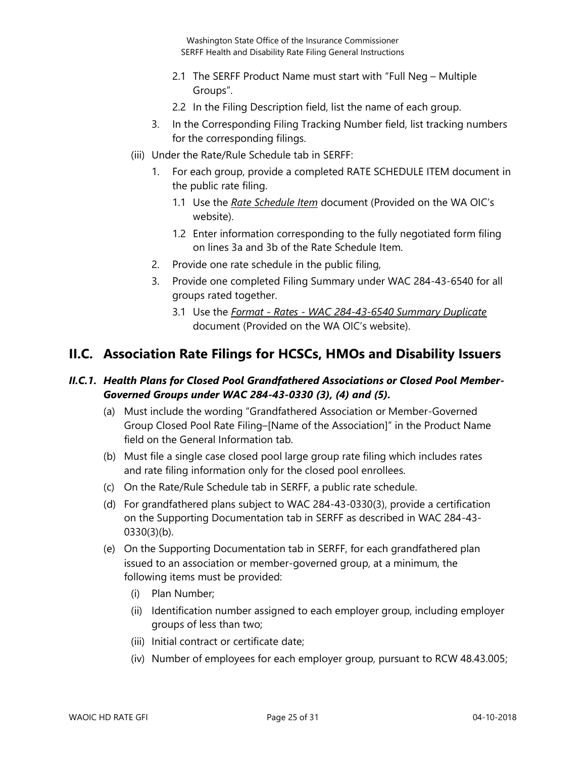2.1 The SERFF Product Name must start with "Full Neg – Multiple Groups".

2.2 In the Filing Description field, list the name of each group.

3. In the Corresponding Filing Tracking Number field, list tracking numbers for the corresponding filings.

(iii) Under the Rate/Rule Schedule tab in SERFF:

1. For each group, provide a completed RATE SCHEDULE ITEM document in the public rate filing.

   1.1 Use the *Rate Schedule Item* document (Provided on the WA OIC's website).

   1.2 Enter information corresponding to the fully negotiated form filing on lines 3a and 3b of the Rate Schedule Item.

2. Provide one rate schedule in the public filing,

3. Provide one completed Filing Summary under WAC 284-43-6540 for all groups rated together.

   3.1 Use the *Format - Rates - WAC 284-43-6540 Summary Duplicate* document (Provided on the WA OIC's website).

## II.C. Association Rate Filings for HCSCs, HMOs and Disability Issuers

### *II.C.1. Health Plans for Closed Pool Grandfathered Associations or Closed Pool Member-Governed Groups under WAC 284-43-0330 (3), (4) and (5).*

(a) Must include the wording "Grandfathered Association or Member-Governed Group Closed Pool Rate Filing–[Name of the Association]" in the Product Name field on the General Information tab.

(b) Must file a single case closed pool large group rate filing which includes rates and rate filing information only for the closed pool enrollees.

(c) On the Rate/Rule Schedule tab in SERFF, a public rate schedule.

(d) For grandfathered plans subject to WAC 284-43-0330(3), provide a certification on the Supporting Documentation tab in SERFF as described in WAC 284-43-0330(3)(b).

(e) On the Supporting Documentation tab in SERFF, for each grandfathered plan issued to an association or member-governed group, at a minimum, the following items must be provided:

(i) Plan Number;

(ii) Identification number assigned to each employer group, including employer groups of less than two;

(iii) Initial contract or certificate date;

(iv) Number of employees for each employer group, pursuant to RCW 48.43.005;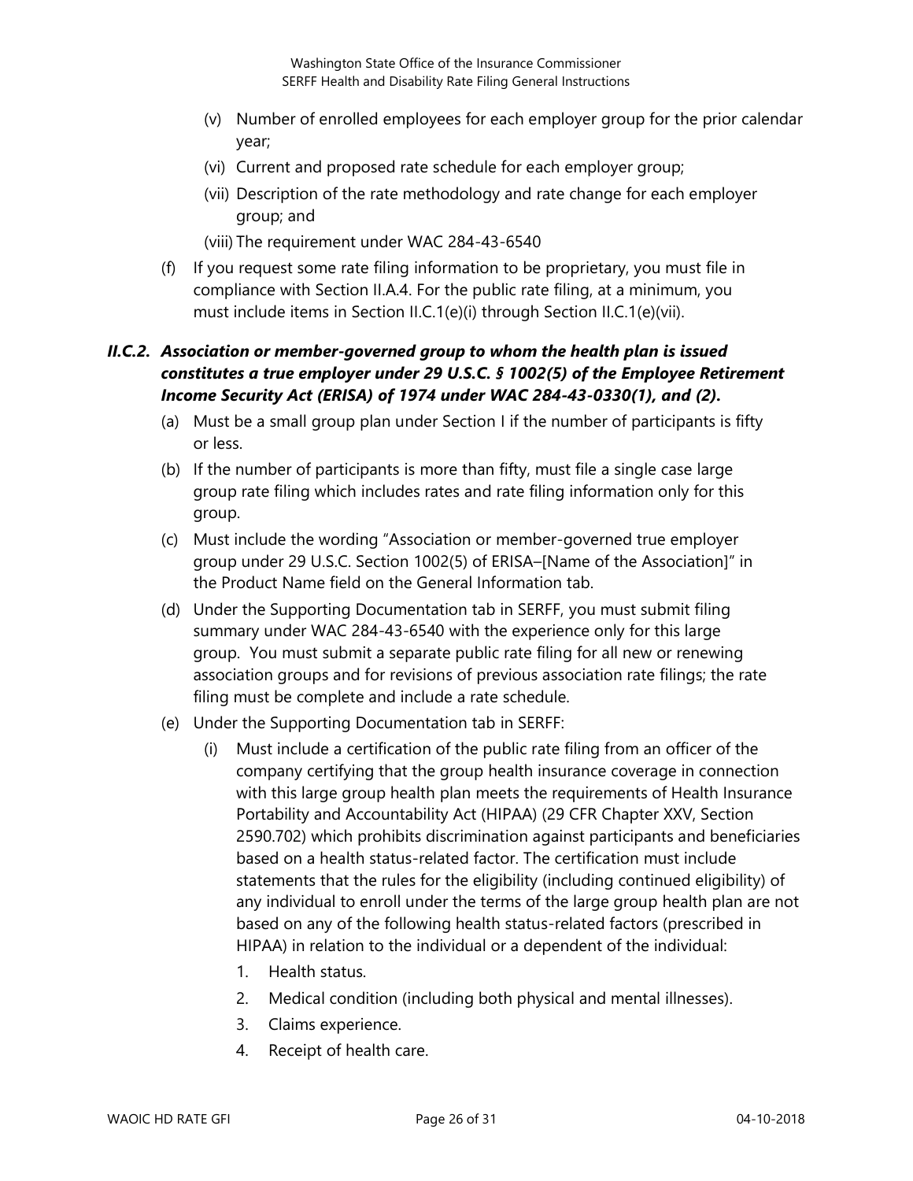(v) Number of enrolled employees for each employer group for the prior calendar year;

(vi) Current and proposed rate schedule for each employer group;

(vii) Description of the rate methodology and rate change for each employer group; and

(viii) The requirement under WAC 284-43-6540

(f) If you request some rate filing information to be proprietary, you must file in compliance with Section II.A.4. For the public rate filing, at a minimum, you must include items in Section II.C.1(e)(i) through Section II.C.1(e)(vii).

### *II.C.2. Association or member-governed group to whom the health plan is issued constitutes a true employer under 29 U.S.C. § 1002(5) of the Employee Retirement Income Security Act (ERISA) of 1974 under WAC 284-43-0330(1), and (2).*

(a) Must be a small group plan under Section I if the number of participants is fifty or less.

(b) If the number of participants is more than fifty, must file a single case large group rate filing which includes rates and rate filing information only for this group.

(c) Must include the wording "Association or member-governed true employer group under 29 U.S.C. Section 1002(5) of ERISA–[Name of the Association]" in the Product Name field on the General Information tab.

(d) Under the Supporting Documentation tab in SERFF, you must submit filing summary under WAC 284-43-6540 with the experience only for this large group. You must submit a separate public rate filing for all new or renewing association groups and for revisions of previous association rate filings; the rate filing must be complete and include a rate schedule.

(e) Under the Supporting Documentation tab in SERFF:

(i) Must include a certification of the public rate filing from an officer of the company certifying that the group health insurance coverage in connection with this large group health plan meets the requirements of Health Insurance Portability and Accountability Act (HIPAA) (29 CFR Chapter XXV, Section 2590.702) which prohibits discrimination against participants and beneficiaries based on a health status-related factor. The certification must include statements that the rules for the eligibility (including continued eligibility) of any individual to enroll under the terms of the large group health plan are not based on any of the following health status-related factors (prescribed in HIPAA) in relation to the individual or a dependent of the individual:

1. Health status.
2. Medical condition (including both physical and mental illnesses).
3. Claims experience.
4. Receipt of health care.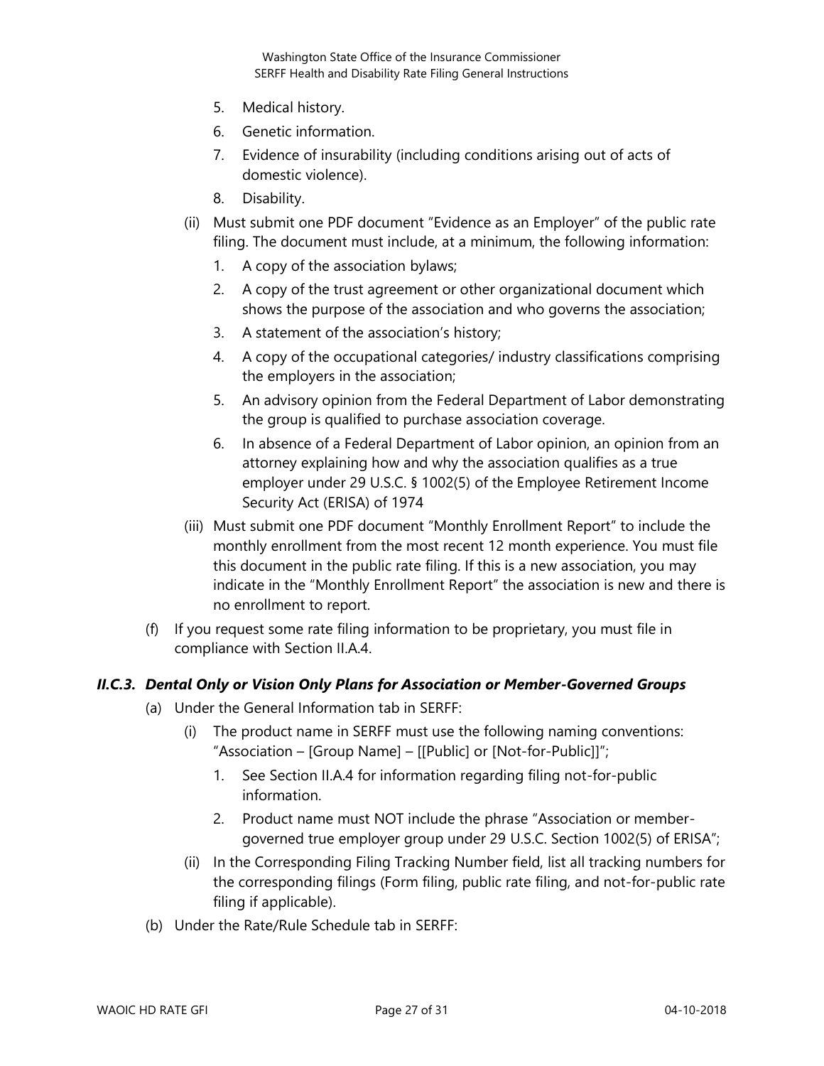5. Medical history.
6. Genetic information.
7. Evidence of insurability (including conditions arising out of acts of domestic violence).
8. Disability.

(ii) Must submit one PDF document "Evidence as an Employer" of the public rate filing. The document must include, at a minimum, the following information:

1. A copy of the association bylaws;
2. A copy of the trust agreement or other organizational document which shows the purpose of the association and who governs the association;
3. A statement of the association's history;
4. A copy of the occupational categories/ industry classifications comprising the employers in the association;
5. An advisory opinion from the Federal Department of Labor demonstrating the group is qualified to purchase association coverage.
6. In absence of a Federal Department of Labor opinion, an opinion from an attorney explaining how and why the association qualifies as a true employer under 29 U.S.C. § 1002(5) of the Employee Retirement Income Security Act (ERISA) of 1974

(iii) Must submit one PDF document "Monthly Enrollment Report" to include the monthly enrollment from the most recent 12 month experience. You must file this document in the public rate filing. If this is a new association, you may indicate in the "Monthly Enrollment Report" the association is new and there is no enrollment to report.

(f) If you request some rate filing information to be proprietary, you must file in compliance with Section II.A.4.

### *II.C.3. Dental Only or Vision Only Plans for Association or Member-Governed Groups*

(a) Under the General Information tab in SERFF:

(i) The product name in SERFF must use the following naming conventions: "Association – [Group Name] – [[Public] or [Not-for-Public]]";

1. See Section II.A.4 for information regarding filing not-for-public information.
2. Product name must NOT include the phrase "Association or member-governed true employer group under 29 U.S.C. Section 1002(5) of ERISA";

(ii) In the Corresponding Filing Tracking Number field, list all tracking numbers for the corresponding filings (Form filing, public rate filing, and not-for-public rate filing if applicable).

(b) Under the Rate/Rule Schedule tab in SERFF: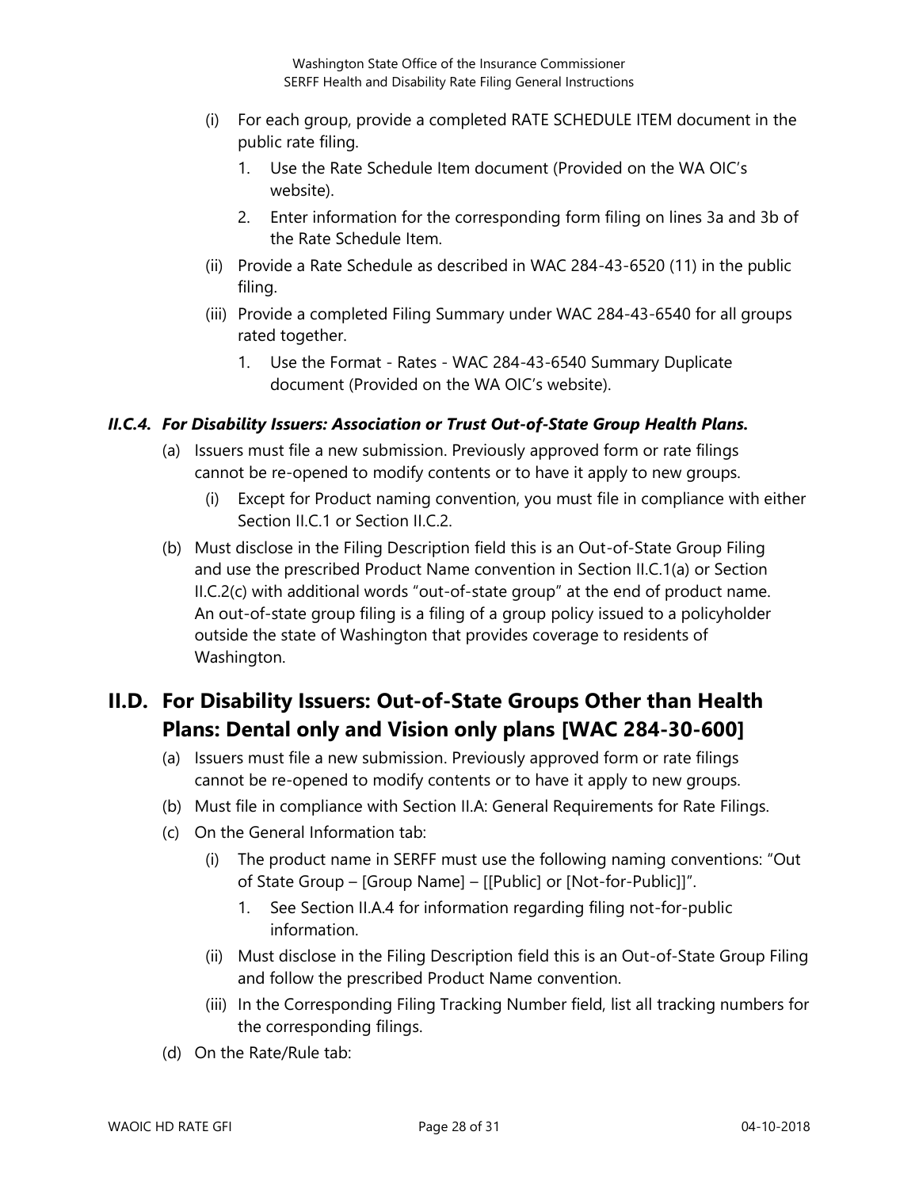- (i) For each group, provide a completed RATE SCHEDULE ITEM document in the public rate filing.
  1. Use the Rate Schedule Item document (Provided on the WA OIC's website).
  2. Enter information for the corresponding form filing on lines 3a and 3b of the Rate Schedule Item.
- (ii) Provide a Rate Schedule as described in WAC 284-43-6520 (11) in the public filing.
- (iii) Provide a completed Filing Summary under WAC 284-43-6540 for all groups rated together.
  1. Use the Format - Rates - WAC 284-43-6540 Summary Duplicate document (Provided on the WA OIC's website).

### *II.C.4. For Disability Issuers: Association or Trust Out-of-State Group Health Plans.*

- (a) Issuers must file a new submission. Previously approved form or rate filings cannot be re-opened to modify contents or to have it apply to new groups.
  - (i) Except for Product naming convention, you must file in compliance with either Section II.C.1 or Section II.C.2.
- (b) Must disclose in the Filing Description field this is an Out-of-State Group Filing and use the prescribed Product Name convention in Section II.C.1(a) or Section II.C.2(c) with additional words "out-of-state group" at the end of product name. An out-of-state group filing is a filing of a group policy issued to a policyholder outside the state of Washington that provides coverage to residents of Washington.

## II.D. For Disability Issuers: Out-of-State Groups Other than Health Plans: Dental only and Vision only plans [WAC 284-30-600]

- (a) Issuers must file a new submission. Previously approved form or rate filings cannot be re-opened to modify contents or to have it apply to new groups.
- (b) Must file in compliance with Section II.A: General Requirements for Rate Filings.
- (c) On the General Information tab:
  - (i) The product name in SERFF must use the following naming conventions: "Out of State Group – [Group Name] – [[Public] or [Not-for-Public]]".
    1. See Section II.A.4 for information regarding filing not-for-public information.
  - (ii) Must disclose in the Filing Description field this is an Out-of-State Group Filing and follow the prescribed Product Name convention.
  - (iii) In the Corresponding Filing Tracking Number field, list all tracking numbers for the corresponding filings.
- (d) On the Rate/Rule tab: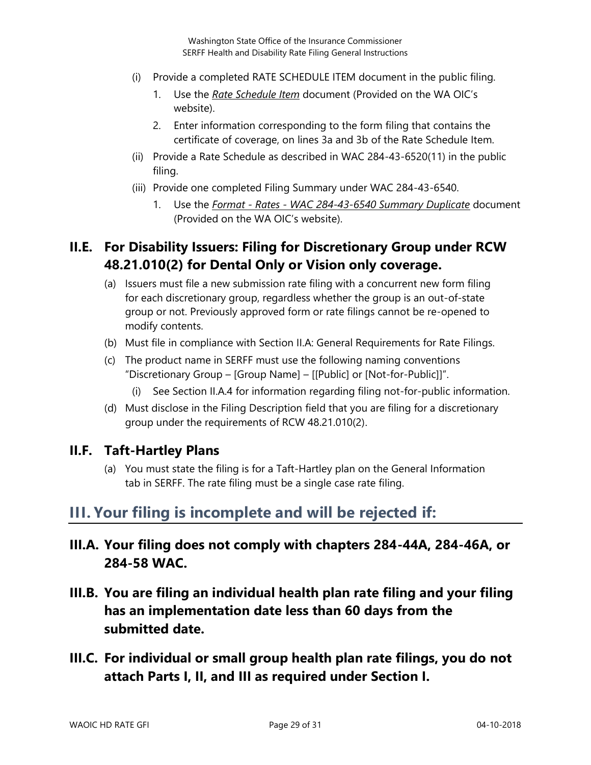(i) Provide a completed RATE SCHEDULE ITEM document in the public filing.

1. Use the *Rate Schedule Item* document (Provided on the WA OIC's website).
2. Enter information corresponding to the form filing that contains the certificate of coverage, on lines 3a and 3b of the Rate Schedule Item.

(ii) Provide a Rate Schedule as described in WAC 284-43-6520(11) in the public filing.

(iii) Provide one completed Filing Summary under WAC 284-43-6540.

1. Use the *Format - Rates - WAC 284-43-6540 Summary Duplicate* document (Provided on the WA OIC's website).

## II.E. For Disability Issuers: Filing for Discretionary Group under RCW 48.21.010(2) for Dental Only or Vision only coverage.

(a) Issuers must file a new submission rate filing with a concurrent new form filing for each discretionary group, regardless whether the group is an out-of-state group or not. Previously approved form or rate filings cannot be re-opened to modify contents.

(b) Must file in compliance with Section II.A: General Requirements for Rate Filings.

(c) The product name in SERFF must use the following naming conventions "Discretionary Group – [Group Name] – [[Public] or [Not-for-Public]]".

(i) See Section II.A.4 for information regarding filing not-for-public information.

(d) Must disclose in the Filing Description field that you are filing for a discretionary group under the requirements of RCW 48.21.010(2).

## II.F. Taft-Hartley Plans

(a) You must state the filing is for a Taft-Hartley plan on the General Information tab in SERFF. The rate filing must be a single case rate filing.

# III. Your filing is incomplete and will be rejected if:

## III.A. Your filing does not comply with chapters 284-44A, 284-46A, or 284-58 WAC.

## III.B. You are filing an individual health plan rate filing and your filing has an implementation date less than 60 days from the submitted date.

## III.C. For individual or small group health plan rate filings, you do not attach Parts I, II, and III as required under Section I.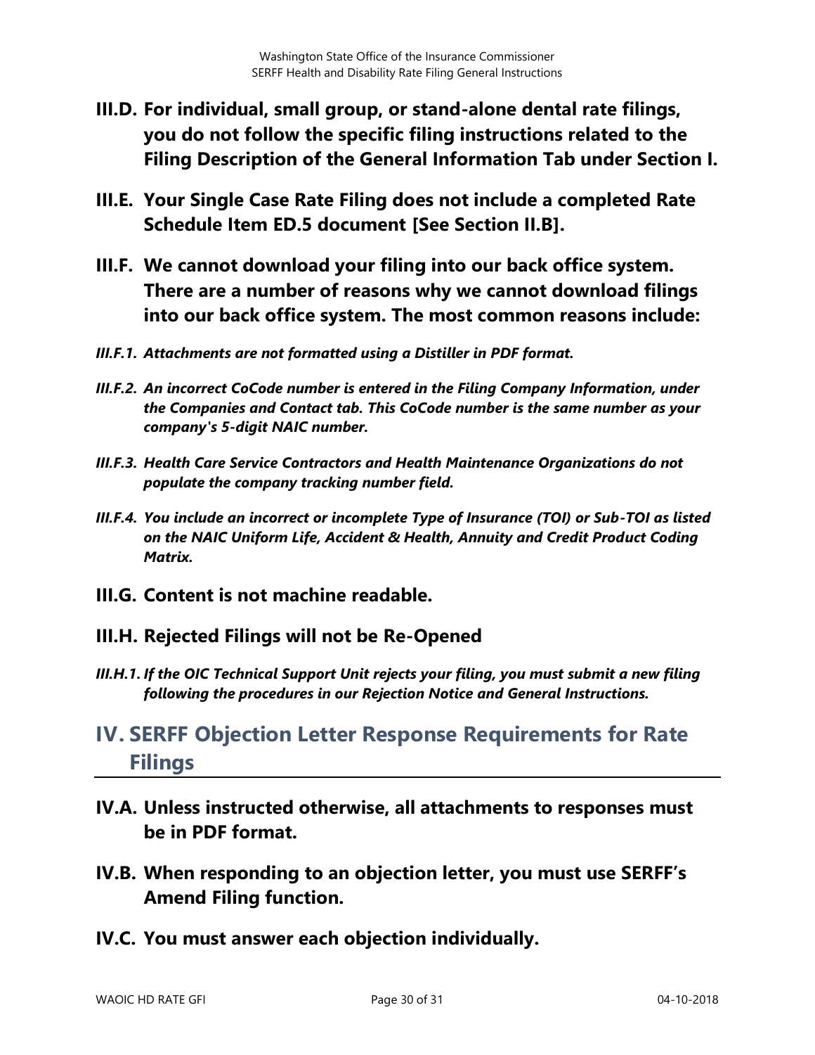### III.D. For individual, small group, or stand-alone dental rate filings, you do not follow the specific filing instructions related to the Filing Description of the General Information Tab under Section I.

### III.E. Your Single Case Rate Filing does not include a completed Rate Schedule Item ED.5 document [See Section II.B].

### III.F. We cannot download your filing into our back office system. There are a number of reasons why we cannot download filings into our back office system. The most common reasons include:

***III.F.1. Attachments are not formatted using a Distiller in PDF format.***

***III.F.2. An incorrect CoCode number is entered in the Filing Company Information, under the Companies and Contact tab. This CoCode number is the same number as your company's 5-digit NAIC number.***

***III.F.3. Health Care Service Contractors and Health Maintenance Organizations do not populate the company tracking number field.***

***III.F.4. You include an incorrect or incomplete Type of Insurance (TOI) or Sub-TOI as listed on the NAIC Uniform Life, Accident & Health, Annuity and Credit Product Coding Matrix.***

### III.G. Content is not machine readable.

### III.H. Rejected Filings will not be Re-Opened

***III.H.1. If the OIC Technical Support Unit rejects your filing, you must submit a new filing following the procedures in our Rejection Notice and General Instructions.***

## IV. SERFF Objection Letter Response Requirements for Rate Filings

### IV.A. Unless instructed otherwise, all attachments to responses must be in PDF format.

### IV.B. When responding to an objection letter, you must use SERFF's Amend Filing function.

### IV.C. You must answer each objection individually.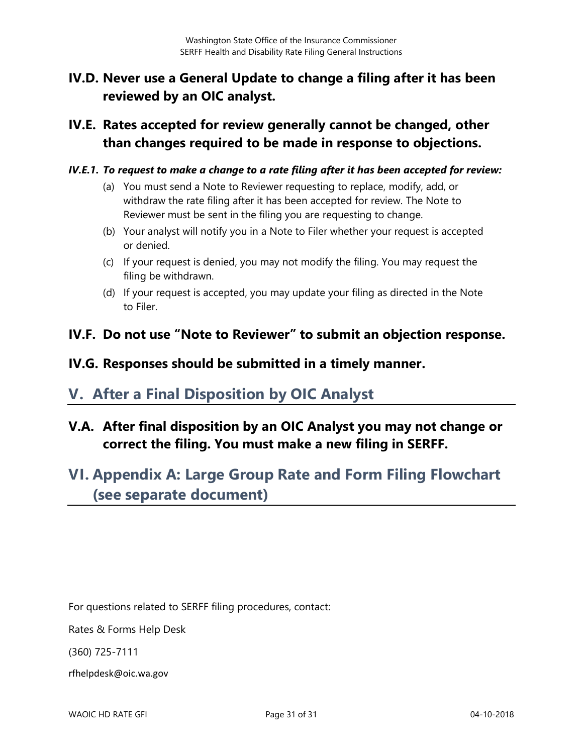### IV.D. Never use a General Update to change a filing after it has been reviewed by an OIC analyst.

### IV.E. Rates accepted for review generally cannot be changed, other than changes required to be made in response to objections.

#### *IV.E.1. To request to make a change to a rate filing after it has been accepted for review:*

(a) You must send a Note to Reviewer requesting to replace, modify, add, or withdraw the rate filing after it has been accepted for review. The Note to Reviewer must be sent in the filing you are requesting to change.

(b) Your analyst will notify you in a Note to Filer whether your request is accepted or denied.

(c) If your request is denied, you may not modify the filing. You may request the filing be withdrawn.

(d) If your request is accepted, you may update your filing as directed in the Note to Filer.

### IV.F. Do not use "Note to Reviewer" to submit an objection response.

### IV.G. Responses should be submitted in a timely manner.

## V. After a Final Disposition by OIC Analyst

### V.A. After final disposition by an OIC Analyst you may not change or correct the filing. You must make a new filing in SERFF.

## VI. Appendix A: Large Group Rate and Form Filing Flowchart (see separate document)

For questions related to SERFF filing procedures, contact:

Rates & Forms Help Desk

(360) 725-7111

rfhelpdesk@oic.wa.gov